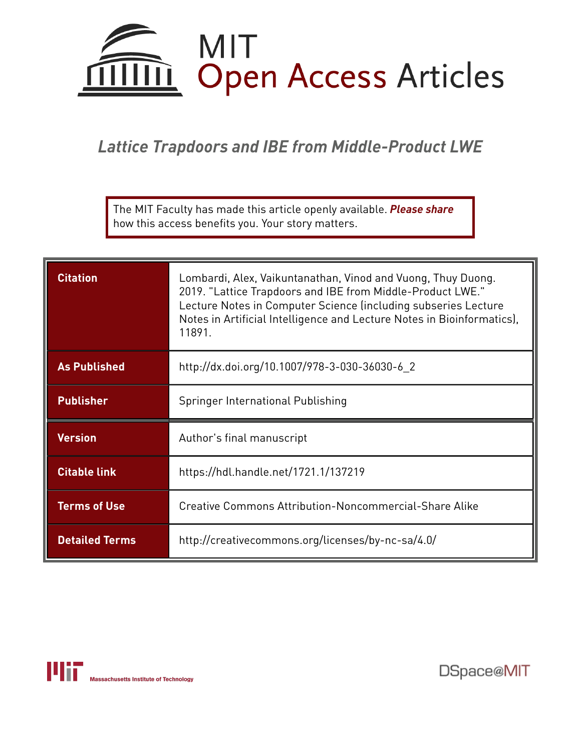# MIT Open Access Articles

## *Lattice Trapdoors and IBE from Middle-Product LWE*

The MIT Faculty has made this article openly available. ***Please share*** how this access benefits you. Your story matters.

| | |
|---|---|
| **Citation** | Lombardi, Alex, Vaikuntanathan, Vinod and Vuong, Thuy Duong. 2019. "Lattice Trapdoors and IBE from Middle-Product LWE." Lecture Notes in Computer Science (including subseries Lecture Notes in Artificial Intelligence and Lecture Notes in Bioinformatics), 11891. |
| **As Published** | http://dx.doi.org/10.1007/978-3-030-36030-6_2 |
| **Publisher** | Springer International Publishing |
| **Version** | Author's final manuscript |
| **Citable link** | https://hdl.handle.net/1721.1/137219 |
| **Terms of Use** | Creative Commons Attribution-Noncommercial-Share Alike |
| **Detailed Terms** | http://creativecommons.org/licenses/by-nc-sa/4.0/ |

Massachusetts Institute of Technology

DSpace@MIT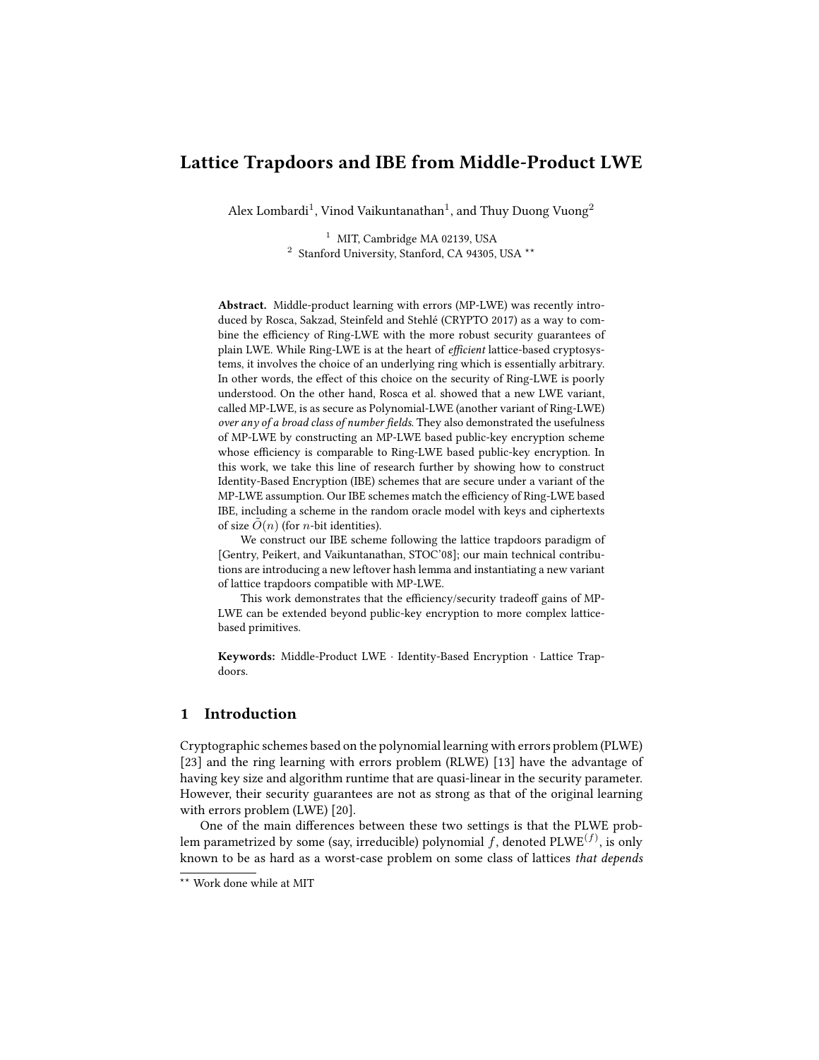# Lattice Trapdoors and IBE from Middle-Product LWE

Alex Lombardi[1], Vinod Vaikuntanathan[1], and Thuy Duong Vuong[2]

[1] MIT, Cambridge MA 02139, USA
[2] Stanford University, Stanford, CA 94305, USA [**]

**Abstract.** Middle-product learning with errors (MP-LWE) was recently introduced by Rosca, Sakzad, Steinfeld and Stehlé (CRYPTO 2017) as a way to combine the efficiency of Ring-LWE with the more robust security guarantees of plain LWE. While Ring-LWE is at the heart of *efficient* lattice-based cryptosystems, it involves the choice of an underlying ring which is essentially arbitrary. In other words, the effect of this choice on the security of Ring-LWE is poorly understood. On the other hand, Rosca et al. showed that a new LWE variant, called MP-LWE, is as secure as Polynomial-LWE (another variant of Ring-LWE) *over any of a broad class of number fields*. They also demonstrated the usefulness of MP-LWE by constructing an MP-LWE based public-key encryption scheme whose efficiency is comparable to Ring-LWE based public-key encryption. In this work, we take this line of research further by showing how to construct Identity-Based Encryption (IBE) schemes that are secure under a variant of the MP-LWE assumption. Our IBE schemes match the efficiency of Ring-LWE based IBE, including a scheme in the random oracle model with keys and ciphertexts of size $\tilde{O}(n)$ (for $n$-bit identities).

We construct our IBE scheme following the lattice trapdoors paradigm of [Gentry, Peikert, and Vaikuntanathan, STOC'08]; our main technical contributions are introducing a new leftover hash lemma and instantiating a new variant of lattice trapdoors compatible with MP-LWE.

This work demonstrates that the efficiency/security tradeoff gains of MP-LWE can be extended beyond public-key encryption to more complex lattice-based primitives.

**Keywords:** Middle-Product LWE · Identity-Based Encryption · Lattice Trapdoors.

## 1 Introduction

Cryptographic schemes based on the polynomial learning with errors problem (PLWE) [23] and the ring learning with errors problem (RLWE) [13] have the advantage of having key size and algorithm runtime that are quasi-linear in the security parameter. However, their security guarantees are not as strong as that of the original learning with errors problem (LWE) [20].

One of the main differences between these two settings is that the PLWE problem parametrized by some (say, irreducible) polynomial $f$, denoted $\text{PLWE}^{(f)}$, is only known to be as hard as a worst-case problem on some class of lattices *that depends*

[**] Work done while at MIT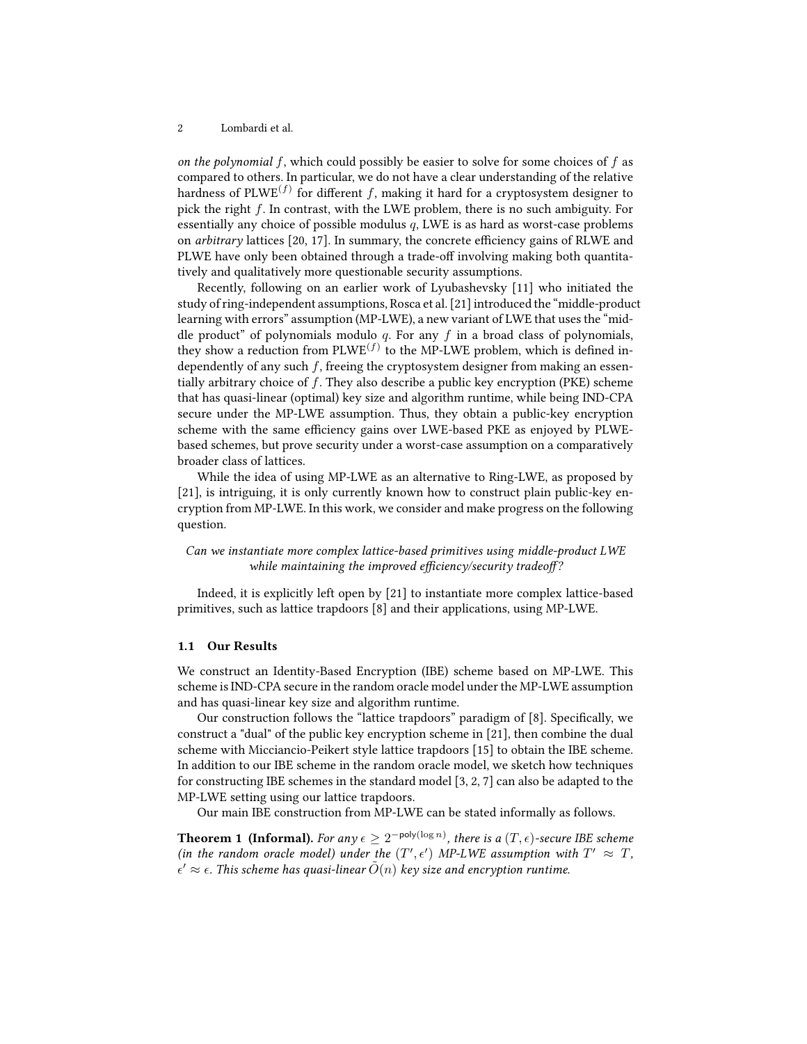*on the polynomial* $f$, which could possibly be easier to solve for some choices of $f$ as compared to others. In particular, we do not have a clear understanding of the relative hardness of $\text{PLWE}^{(f)}$ for different $f$, making it hard for a cryptosystem designer to pick the right $f$. In contrast, with the LWE problem, there is no such ambiguity. For essentially any choice of possible modulus $q$, LWE is as hard as worst-case problems on *arbitrary* lattices [20, 17]. In summary, the concrete efficiency gains of RLWE and PLWE have only been obtained through a trade-off involving making both quantitatively and qualitatively more questionable security assumptions.

Recently, following on an earlier work of Lyubashevsky [11] who initiated the study of ring-independent assumptions, Rosca et al. [21] introduced the "middle-product learning with errors" assumption (MP-LWE), a new variant of LWE that uses the "middle product" of polynomials modulo $q$. For any $f$ in a broad class of polynomials, they show a reduction from $\text{PLWE}^{(f)}$ to the MP-LWE problem, which is defined independently of any such $f$, freeing the cryptosystem designer from making an essentially arbitrary choice of $f$. They also describe a public key encryption (PKE) scheme that has quasi-linear (optimal) key size and algorithm runtime, while being IND-CPA secure under the MP-LWE assumption. Thus, they obtain a public-key encryption scheme with the same efficiency gains over LWE-based PKE as enjoyed by PLWE-based schemes, but prove security under a worst-case assumption on a comparatively broader class of lattices.

While the idea of using MP-LWE as an alternative to Ring-LWE, as proposed by [21], is intriguing, it is only currently known how to construct plain public-key encryption from MP-LWE. In this work, we consider and make progress on the following question.

*Can we instantiate more complex lattice-based primitives using middle-product LWE while maintaining the improved efficiency/security tradeoff?*

Indeed, it is explicitly left open by [21] to instantiate more complex lattice-based primitives, such as lattice trapdoors [8] and their applications, using MP-LWE.

### 1.1 Our Results

We construct an Identity-Based Encryption (IBE) scheme based on MP-LWE. This scheme is IND-CPA secure in the random oracle model under the MP-LWE assumption and has quasi-linear key size and algorithm runtime.

Our construction follows the "lattice trapdoors" paradigm of [8]. Specifically, we construct a "dual" of the public key encryption scheme in [21], then combine the dual scheme with Micciancio-Peikert style lattice trapdoors [15] to obtain the IBE scheme. In addition to our IBE scheme in the random oracle model, we sketch how techniques for constructing IBE schemes in the standard model [3, 2, 7] can also be adapted to the MP-LWE setting using our lattice trapdoors.

Our main IBE construction from MP-LWE can be stated informally as follows.

**Theorem 1 (Informal).** *For any $\epsilon \geq 2^{-\mathsf{poly}(\log n)}$, there is a $(T, \epsilon)$-secure IBE scheme (in the random oracle model) under the $(T', \epsilon')$ MP-LWE assumption with $T' \approx T$, $\epsilon' \approx \epsilon$. This scheme has quasi-linear $\tilde{O}(n)$ key size and encryption runtime.*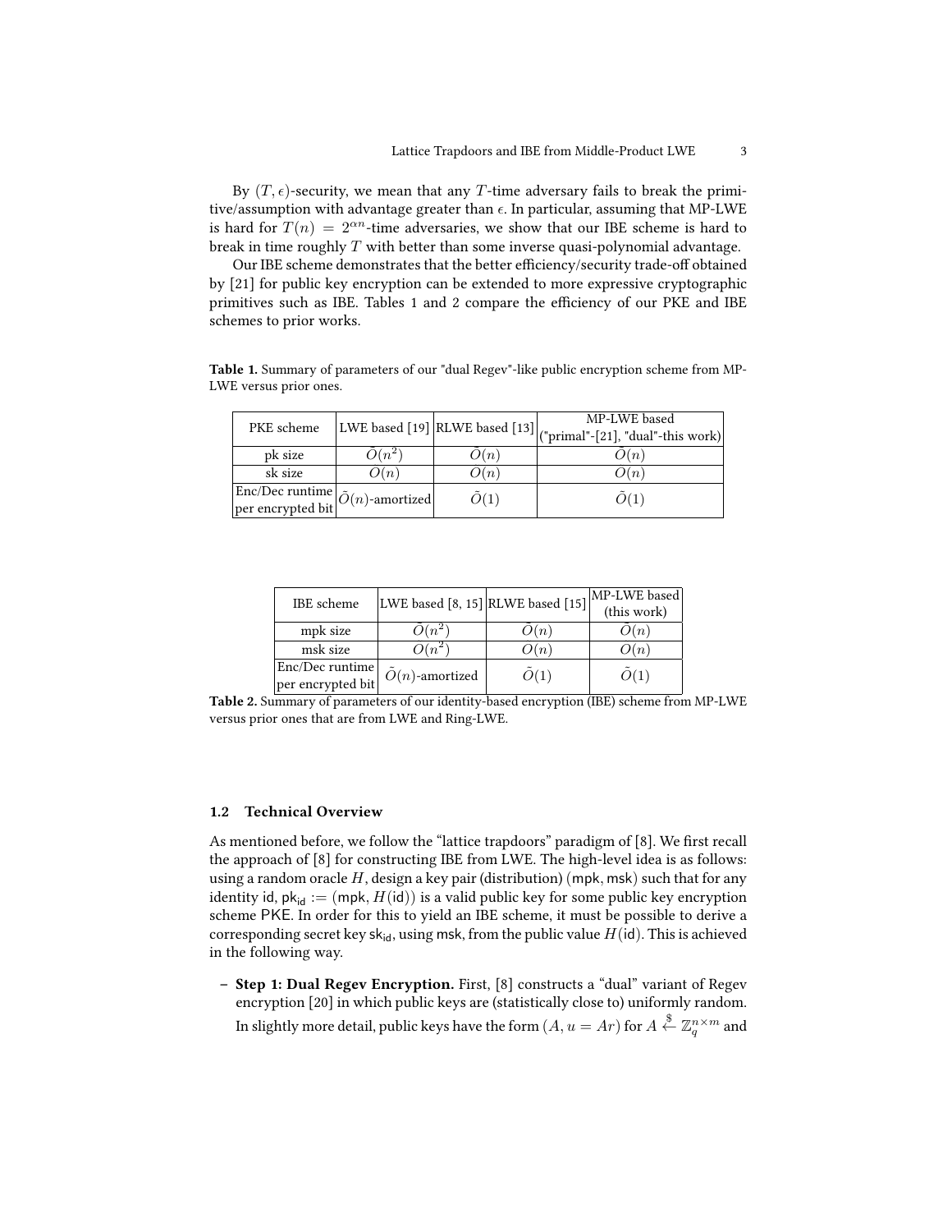By $(T, \epsilon)$-security, we mean that any $T$-time adversary fails to break the primitive/assumption with advantage greater than $\epsilon$. In particular, assuming that MP-LWE is hard for $T(n) = 2^{\alpha n}$-time adversaries, we show that our IBE scheme is hard to break in time roughly $T$ with better than some inverse quasi-polynomial advantage.

Our IBE scheme demonstrates that the better efficiency/security trade-off obtained by [21] for public key encryption can be extended to more expressive cryptographic primitives such as IBE. Tables 1 and 2 compare the efficiency of our PKE and IBE schemes to prior works.

**Table 1.** Summary of parameters of our "dual Regev"-like public encryption scheme from MP-LWE versus prior ones.

| PKE scheme | LWE based [19] | RLWE based [13] | MP-LWE based ("primal"-[21], "dual"-this work) |
|---|---|---|---|
| pk size | $\tilde{O}(n^2)$ | $\tilde{O}(n)$ | $\tilde{O}(n)$ |
| sk size | $O(n)$ | $O(n)$ | $O(n)$ |
| Enc/Dec runtime per encrypted bit | $\tilde{O}(n)$-amortized | $\tilde{O}(1)$ | $\tilde{O}(1)$ |

| IBE scheme | LWE based [8, 15] | RLWE based [15] | MP-LWE based (this work) |
|---|---|---|---|
| mpk size | $\tilde{O}(n^2)$ | $\tilde{O}(n)$ | $\tilde{O}(n)$ |
| msk size | $O(n^2)$ | $O(n)$ | $O(n)$ |
| Enc/Dec runtime per encrypted bit | $\tilde{O}(n)$-amortized | $\tilde{O}(1)$ | $\tilde{O}(1)$ |

**Table 2.** Summary of parameters of our identity-based encryption (IBE) scheme from MP-LWE versus prior ones that are from LWE and Ring-LWE.

### 1.2 Technical Overview

As mentioned before, we follow the "lattice trapdoors" paradigm of [8]. We first recall the approach of [8] for constructing IBE from LWE. The high-level idea is as follows: using a random oracle $H$, design a key pair (distribution) $(\mathsf{mpk}, \mathsf{msk})$ such that for any identity id, $\mathsf{pk}_{\mathsf{id}} := (\mathsf{mpk}, H(\mathsf{id}))$ is a valid public key for some public key encryption scheme PKE. In order for this to yield an IBE scheme, it must be possible to derive a corresponding secret key $\mathsf{sk}_{\mathsf{id}}$, using msk, from the public value $H(\mathsf{id})$. This is achieved in the following way.

- **Step 1: Dual Regev Encryption.** First, [8] constructs a "dual" variant of Regev encryption [20] in which public keys are (statistically close to) uniformly random. In slightly more detail, public keys have the form $(A, u = Ar)$ for $A \xleftarrow{\$} \mathbb{Z}_q^{n \times m}$ and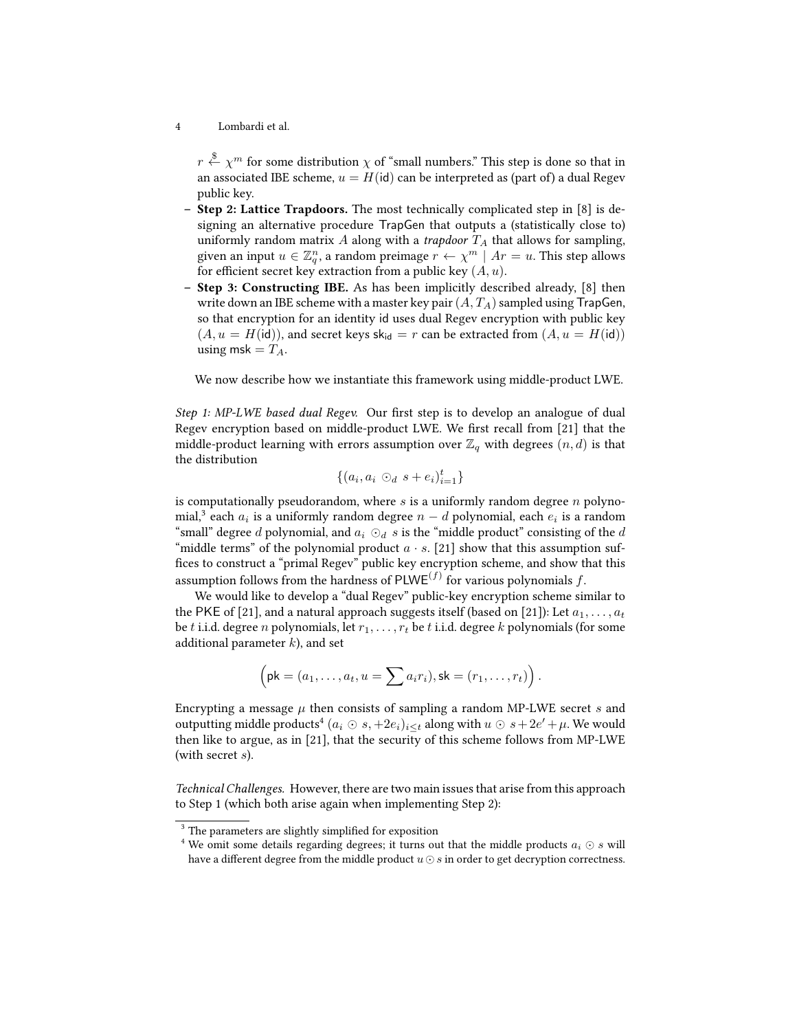$r \xleftarrow{\$} \chi^m$ for some distribution $\chi$ of "small numbers." This step is done so that in an associated IBE scheme, $u = H(\mathsf{id})$ can be interpreted as (part of) a dual Regev public key.

- **Step 2: Lattice Trapdoors.** The most technically complicated step in [8] is designing an alternative procedure $\mathsf{TrapGen}$ that outputs a (statistically close to) uniformly random matrix $A$ along with a *trapdoor* $T_A$ that allows for sampling, given an input $u \in \mathbb{Z}_q^n$, a random preimage $r \leftarrow \chi^m \mid Ar = u$. This step allows for efficient secret key extraction from a public key $(A, u)$.
- **Step 3: Constructing IBE.** As has been implicitly described already, [8] then write down an IBE scheme with a master key pair $(A, T_A)$ sampled using $\mathsf{TrapGen}$, so that encryption for an identity $\mathsf{id}$ uses dual Regev encryption with public key $(A, u = H(\mathsf{id}))$, and secret keys $\mathsf{sk}_{\mathsf{id}} = r$ can be extracted from $(A, u = H(\mathsf{id}))$ using $\mathsf{msk} = T_A$.

We now describe how we instantiate this framework using middle-product LWE.

*Step 1: MP-LWE based dual Regev.* Our first step is to develop an analogue of dual Regev encryption based on middle-product LWE. We first recall from [21] that the middle-product learning with errors assumption over $\mathbb{Z}_q$ with degrees $(n, d)$ is that the distribution

$$\{(a_i, a_i \odot_d s + e_i)_{i=1}^t\}$$

is computationally pseudorandom, where $s$ is a uniformly random degree $n$ polynomial,[3] each $a_i$ is a uniformly random degree $n - d$ polynomial, each $e_i$ is a random "small" degree $d$ polynomial, and $a_i \odot_d s$ is the "middle product" consisting of the $d$ "middle terms" of the polynomial product $a \cdot s$. [21] show that this assumption suffices to construct a "primal Regev" public key encryption scheme, and show that this assumption follows from the hardness of $\mathsf{PLWE}^{(f)}$ for various polynomials $f$.

We would like to develop a "dual Regev" public-key encryption scheme similar to the $\mathsf{PKE}$ of [21], and a natural approach suggests itself (based on [21]): Let $a_1, \ldots, a_t$ be $t$ i.i.d. degree $n$ polynomials, let $r_1, \ldots, r_t$ be $t$ i.i.d. degree $k$ polynomials (for some additional parameter $k$), and set

$$\left(\mathsf{pk} = (a_1, \ldots, a_t, u = \sum a_i r_i), \mathsf{sk} = (r_1, \ldots, r_t)\right).$$

Encrypting a message $\mu$ then consists of sampling a random MP-LWE secret $s$ and outputting middle products[4] $(a_i \odot s, +2e_i)_{i \leq t}$ along with $u \odot s + 2e' + \mu$. We would then like to argue, as in [21], that the security of this scheme follows from MP-LWE (with secret $s$).

*Technical Challenges.* However, there are two main issues that arise from this approach to Step 1 (which both arise again when implementing Step 2):

[3] The parameters are slightly simplified for exposition

[4] We omit some details regarding degrees; it turns out that the middle products $a_i \odot s$ will have a different degree from the middle product $u \odot s$ in order to get decryption correctness.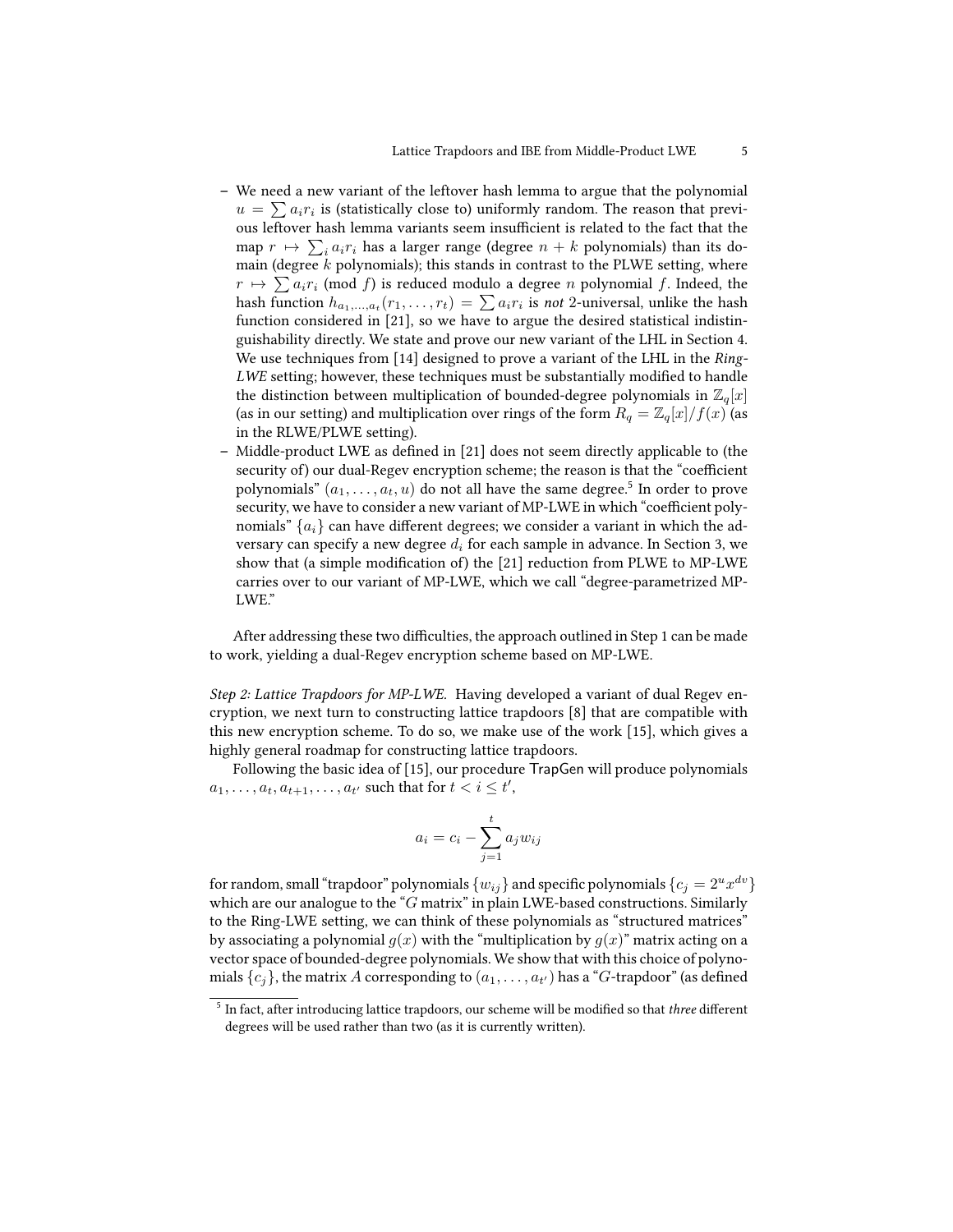- We need a new variant of the leftover hash lemma to argue that the polynomial $u = \sum a_i r_i$ is (statistically close to) uniformly random. The reason that previous leftover hash lemma variants seem insufficient is related to the fact that the map $r \mapsto \sum_i a_i r_i$ has a larger range (degree $n + k$ polynomials) than its domain (degree $k$ polynomials); this stands in contrast to the PLWE setting, where $r \mapsto \sum a_i r_i \pmod{f}$ is reduced modulo a degree $n$ polynomial $f$. Indeed, the hash function $h_{a_1,\ldots,a_t}(r_1, \ldots, r_t) = \sum a_i r_i$ is *not* 2-universal, unlike the hash function considered in [21], so we have to argue the desired statistical indistinguishability directly. We state and prove our new variant of the LHL in Section 4. We use techniques from [14] designed to prove a variant of the LHL in the *Ring-LWE* setting; however, these techniques must be substantially modified to handle the distinction between multiplication of bounded-degree polynomials in $\mathbb{Z}_q[x]$ (as in our setting) and multiplication over rings of the form $R_q = \mathbb{Z}_q[x]/f(x)$ (as in the RLWE/PLWE setting).
- Middle-product LWE as defined in [21] does not seem directly applicable to (the security of) our dual-Regev encryption scheme; the reason is that the "coefficient polynomials" $(a_1, \ldots, a_t, u)$ do not all have the same degree.[5] In order to prove security, we have to consider a new variant of MP-LWE in which "coefficient polynomials" $\{a_i\}$ can have different degrees; we consider a variant in which the adversary can specify a new degree $d_i$ for each sample in advance. In Section 3, we show that (a simple modification of) the [21] reduction from PLWE to MP-LWE carries over to our variant of MP-LWE, which we call "degree-parametrized MP-LWE."

After addressing these two difficulties, the approach outlined in Step 1 can be made to work, yielding a dual-Regev encryption scheme based on MP-LWE.

*Step 2: Lattice Trapdoors for MP-LWE.* Having developed a variant of dual Regev encryption, we next turn to constructing lattice trapdoors [8] that are compatible with this new encryption scheme. To do so, we make use of the work [15], which gives a highly general roadmap for constructing lattice trapdoors.

Following the basic idea of [15], our procedure TrapGen will produce polynomials $a_1, \ldots, a_t, a_{t+1}, \ldots, a_{t'}$ such that for $t < i \leq t'$,

$$a_i = c_i - \sum_{j=1}^{t} a_j w_{ij}$$

for random, small "trapdoor" polynomials $\{w_{ij}\}$ and specific polynomials $\{c_j = 2^u x^{dv}\}$ which are our analogue to the "$G$ matrix" in plain LWE-based constructions. Similarly to the Ring-LWE setting, we can think of these polynomials as "structured matrices" by associating a polynomial $g(x)$ with the "multiplication by $g(x)$" matrix acting on a vector space of bounded-degree polynomials. We show that with this choice of polynomials $\{c_j\}$, the matrix $A$ corresponding to $(a_1, \ldots, a_{t'})$ has a "$G$-trapdoor" (as defined

[5] In fact, after introducing lattice trapdoors, our scheme will be modified so that *three* different degrees will be used rather than two (as it is currently written).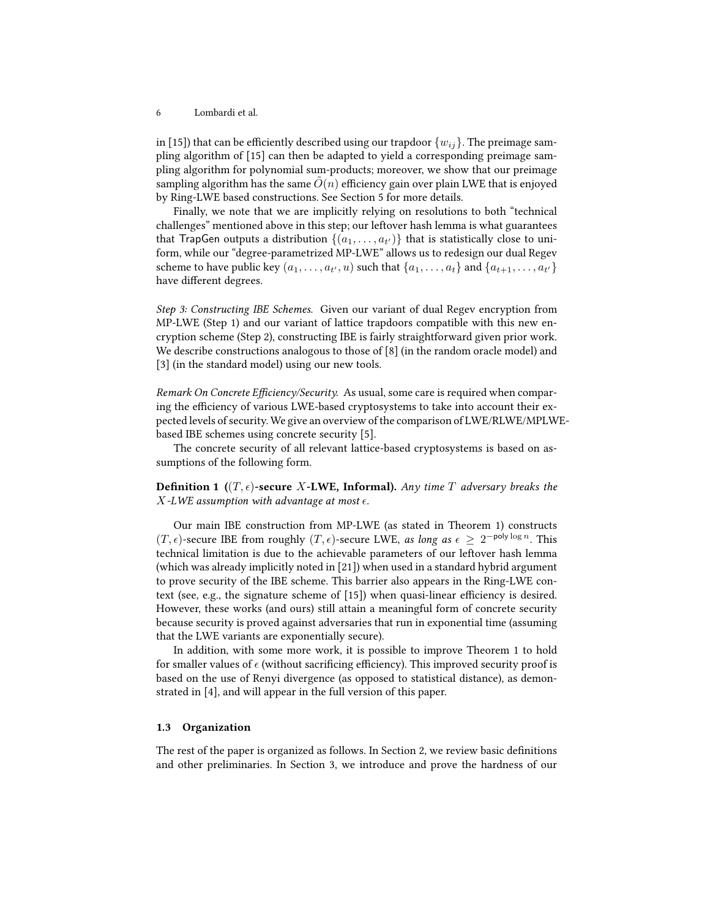in [15]) that can be efficiently described using our trapdoor $\{w_{ij}\}$. The preimage sampling algorithm of [15] can then be adapted to yield a corresponding preimage sampling algorithm for polynomial sum-products; moreover, we show that our preimage sampling algorithm has the same $\tilde{O}(n)$ efficiency gain over plain LWE that is enjoyed by Ring-LWE based constructions. See Section 5 for more details.

Finally, we note that we are implicitly relying on resolutions to both "technical challenges" mentioned above in this step; our leftover hash lemma is what guarantees that $\mathsf{TrapGen}$ outputs a distribution $\{(a_1, \ldots, a_{t'})\}$ that is statistically close to uniform, while our "degree-parametrized MP-LWE" allows us to redesign our dual Regev scheme to have public key $(a_1, \ldots, a_{t'}, u)$ such that $\{a_1, \ldots, a_t\}$ and $\{a_{t+1}, \ldots, a_{t'}\}$ have different degrees.

*Step 3: Constructing IBE Schemes.* Given our variant of dual Regev encryption from MP-LWE (Step 1) and our variant of lattice trapdoors compatible with this new encryption scheme (Step 2), constructing IBE is fairly straightforward given prior work. We describe constructions analogous to those of [8] (in the random oracle model) and [3] (in the standard model) using our new tools.

*Remark On Concrete Efficiency/Security.* As usual, some care is required when comparing the efficiency of various LWE-based cryptosystems to take into account their expected levels of security. We give an overview of the comparison of LWE/RLWE/MPLWE-based IBE schemes using concrete security [5].

The concrete security of all relevant lattice-based cryptosystems is based on assumptions of the following form.

**Definition 1 ($(T, \epsilon)$-secure $X$-LWE, Informal).** *Any time $T$ adversary breaks the $X$-LWE assumption with advantage at most $\epsilon$.*

Our main IBE construction from MP-LWE (as stated in Theorem 1) constructs $(T, \epsilon)$-secure IBE from roughly $(T, \epsilon)$-secure LWE, *as long as $\epsilon \geq 2^{-\mathsf{poly}\log n}$*. This technical limitation is due to the achievable parameters of our leftover hash lemma (which was already implicitly noted in [21]) when used in a standard hybrid argument to prove security of the IBE scheme. This barrier also appears in the Ring-LWE context (see, e.g., the signature scheme of [15]) when quasi-linear efficiency is desired. However, these works (and ours) still attain a meaningful form of concrete security because security is proved against adversaries that run in exponential time (assuming that the LWE variants are exponentially secure).

In addition, with some more work, it is possible to improve Theorem 1 to hold for smaller values of $\epsilon$ (without sacrificing efficiency). This improved security proof is based on the use of Renyi divergence (as opposed to statistical distance), as demonstrated in [4], and will appear in the full version of this paper.

### 1.3 Organization

The rest of the paper is organized as follows. In Section 2, we review basic definitions and other preliminaries. In Section 3, we introduce and prove the hardness of our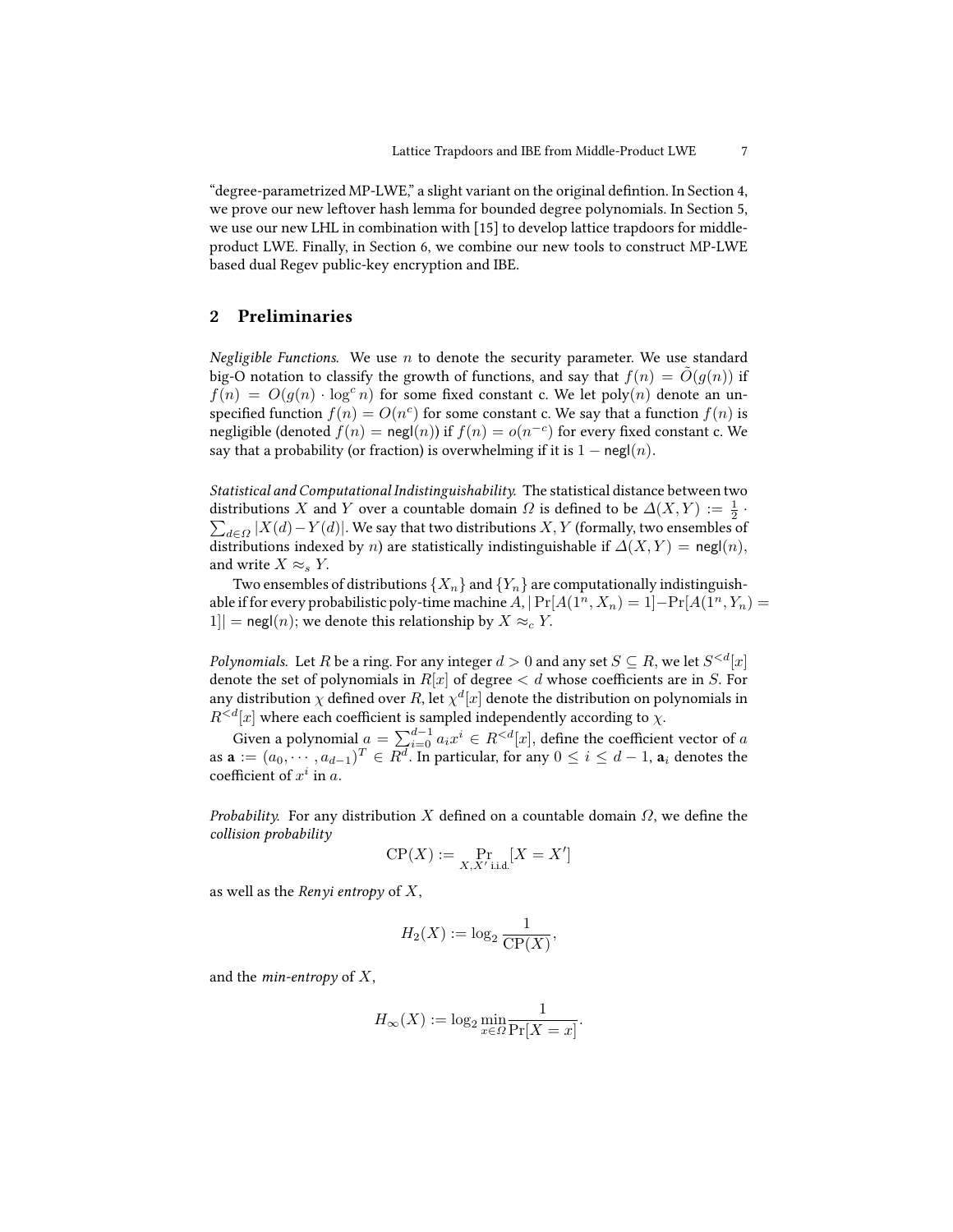"degree-parametrized MP-LWE," a slight variant on the original defintion. In Section 4, we prove our new leftover hash lemma for bounded degree polynomials. In Section 5, we use our new LHL in combination with [15] to develop lattice trapdoors for middle-product LWE. Finally, in Section 6, we combine our new tools to construct MP-LWE based dual Regev public-key encryption and IBE.

## 2 Preliminaries

*Negligible Functions.* We use $n$ to denote the security parameter. We use standard big-O notation to classify the growth of functions, and say that $f(n) = \tilde{O}(g(n))$ if $f(n) = O(g(n) \cdot \log^c n)$ for some fixed constant c. We let $\text{poly}(n)$ denote an unspecified function $f(n) = O(n^c)$ for some constant c. We say that a function $f(n)$ is negligible (denoted $f(n) = \mathsf{negl}(n)$) if $f(n) = o(n^{-c})$ for every fixed constant c. We say that a probability (or fraction) is overwhelming if it is $1 - \mathsf{negl}(n)$.

*Statistical and Computational Indistinguishability.* The statistical distance between two distributions $X$ and $Y$ over a countable domain $\Omega$ is defined to be $\Delta(X, Y) := \frac{1}{2} \cdot \sum_{d \in \Omega} |X(d) - Y(d)|$. We say that two distributions $X, Y$ (formally, two ensembles of distributions indexed by $n$) are statistically indistinguishable if $\Delta(X, Y) = \mathsf{negl}(n)$, and write $X \approx_s Y$.

Two ensembles of distributions $\{X_n\}$ and $\{Y_n\}$ are computationally indistinguishable if for every probabilistic poly-time machine $A$, $|\Pr[A(1^n, X_n) = 1] - \Pr[A(1^n, Y_n) = 1]| = \mathsf{negl}(n)$; we denote this relationship by $X \approx_c Y$.

*Polynomials.* Let $R$ be a ring. For any integer $d > 0$ and any set $S \subseteq R$, we let $S^{<d}[x]$ denote the set of polynomials in $R[x]$ of degree $< d$ whose coefficients are in $S$. For any distribution $\chi$ defined over $R$, let $\chi^d[x]$ denote the distribution on polynomials in $R^{<d}[x]$ where each coefficient is sampled independently according to $\chi$.

Given a polynomial $a = \sum_{i=0}^{d-1} a_i x^i \in R^{<d}[x]$, define the coefficient vector of $a$ as $\mathbf{a} := (a_0, \cdots, a_{d-1})^T \in R^d$. In particular, for any $0 \leq i \leq d-1$, $\mathbf{a}_i$ denotes the coefficient of $x^i$ in $a$.

*Probability.* For any distribution $X$ defined on a countable domain $\Omega$, we define the *collision probability*

$$\mathrm{CP}(X) := \Pr_{X, X' \text{ i.i.d.}}[X = X']$$

as well as the *Renyi entropy* of $X$,

$$H_2(X) := \log_2 \frac{1}{\mathrm{CP}(X)},$$

and the *min-entropy* of $X$,

$$H_\infty(X) := \log_2 \min_{x \in \Omega} \frac{1}{\Pr[X = x]}.$$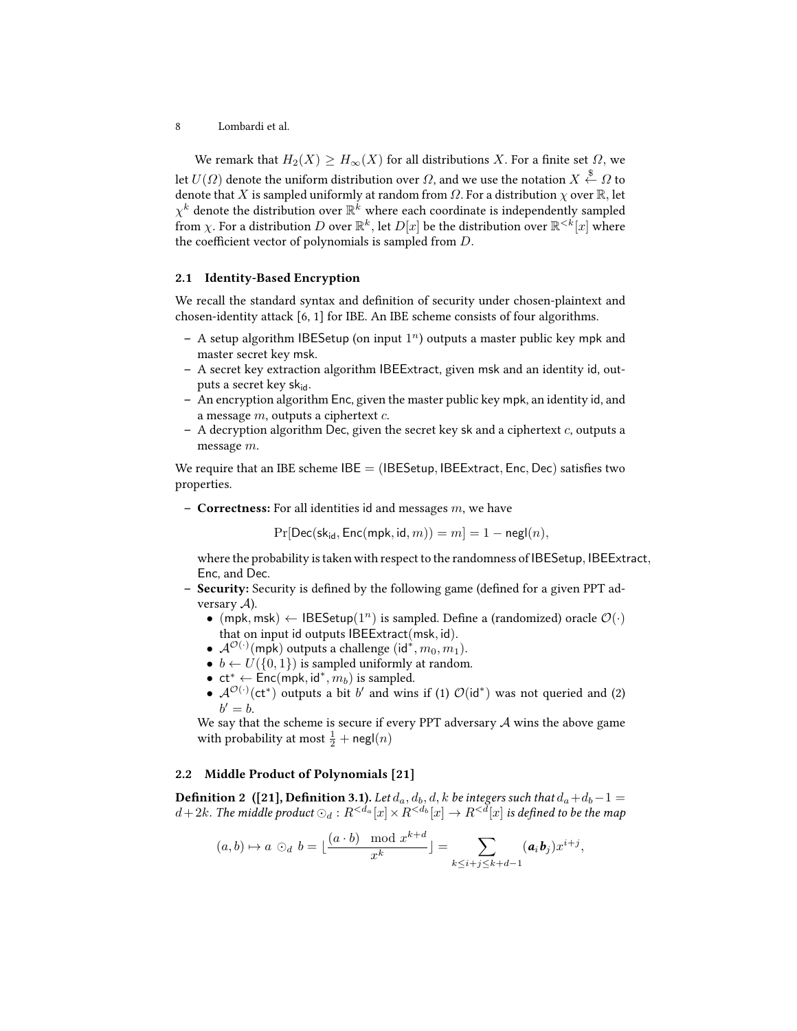We remark that $H_2(X) \geq H_\infty(X)$ for all distributions $X$. For a finite set $\Omega$, we let $U(\Omega)$ denote the uniform distribution over $\Omega$, and we use the notation $X \xleftarrow{\$} \Omega$ to denote that $X$ is sampled uniformly at random from $\Omega$. For a distribution $\chi$ over $\mathbb{R}$, let $\chi^k$ denote the distribution over $\mathbb{R}^k$ where each coordinate is independently sampled from $\chi$. For a distribution $D$ over $\mathbb{R}^k$, let $D[x]$ be the distribution over $\mathbb{R}^{<k}[x]$ where the coefficient vector of polynomials is sampled from $D$.

### 2.1 Identity-Based Encryption

We recall the standard syntax and definition of security under chosen-plaintext and chosen-identity attack [6, 1] for IBE. An IBE scheme consists of four algorithms.

- A setup algorithm $\mathsf{IBESetup}$ (on input $1^n$) outputs a master public key $\mathsf{mpk}$ and master secret key $\mathsf{msk}$.
- A secret key extraction algorithm $\mathsf{IBEExtract}$, given $\mathsf{msk}$ and an identity $\mathsf{id}$, outputs a secret key $\mathsf{sk}_{\mathsf{id}}$.
- An encryption algorithm $\mathsf{Enc}$, given the master public key $\mathsf{mpk}$, an identity $\mathsf{id}$, and a message $m$, outputs a ciphertext $c$.
- A decryption algorithm $\mathsf{Dec}$, given the secret key $\mathsf{sk}$ and a ciphertext $c$, outputs a message $m$.

We require that an IBE scheme $\mathsf{IBE} = (\mathsf{IBESetup}, \mathsf{IBEExtract}, \mathsf{Enc}, \mathsf{Dec})$ satisfies two properties.

- **Correctness:** For all identities $\mathsf{id}$ and messages $m$, we have

$$\Pr[\mathsf{Dec}(\mathsf{sk}_{\mathsf{id}}, \mathsf{Enc}(\mathsf{mpk}, \mathsf{id}, m)) = m] = 1 - \mathsf{negl}(n),$$

  where the probability is taken with respect to the randomness of $\mathsf{IBESetup}$, $\mathsf{IBEExtract}$, $\mathsf{Enc}$, and $\mathsf{Dec}$.
- **Security:** Security is defined by the following game (defined for a given PPT adversary $\mathcal{A}$).
  - $(\mathsf{mpk}, \mathsf{msk}) \leftarrow \mathsf{IBESetup}(1^n)$ is sampled. Define a (randomized) oracle $\mathcal{O}(\cdot)$ that on input $\mathsf{id}$ outputs $\mathsf{IBEExtract}(\mathsf{msk}, \mathsf{id})$.
  - $\mathcal{A}^{\mathcal{O}(\cdot)}(\mathsf{mpk})$ outputs a challenge $(\mathsf{id}^*, m_0, m_1)$.
  - $b \leftarrow U(\{0, 1\})$ is sampled uniformly at random.
  - $\mathsf{ct}^* \leftarrow \mathsf{Enc}(\mathsf{mpk}, \mathsf{id}^*, m_b)$ is sampled.
  - $\mathcal{A}^{\mathcal{O}(\cdot)}(\mathsf{ct}^*)$ outputs a bit $b'$ and wins if (1) $\mathcal{O}(\mathsf{id}^*)$ was not queried and (2) $b' = b$.

  We say that the scheme is secure if every PPT adversary $\mathcal{A}$ wins the above game with probability at most $\frac{1}{2} + \mathsf{negl}(n)$

### 2.2 Middle Product of Polynomials [21]

**Definition 2 ([21], Definition 3.1).** *Let $d_a, d_b, d, k$ be integers such that $d_a + d_b - 1 = d + 2k$. The middle product $\odot_d : R^{<d_a}[x] \times R^{<d_b}[x] \to R^{<d}[x]$ is defined to be the map*

$$(a, b) \mapsto a \odot_d b = \lfloor \frac{(a \cdot b) \mod x^{k+d}}{x^k} \rfloor = \sum_{k \leq i+j \leq k+d-1} (\boldsymbol{a}_i \boldsymbol{b}_j) x^{i+j},$$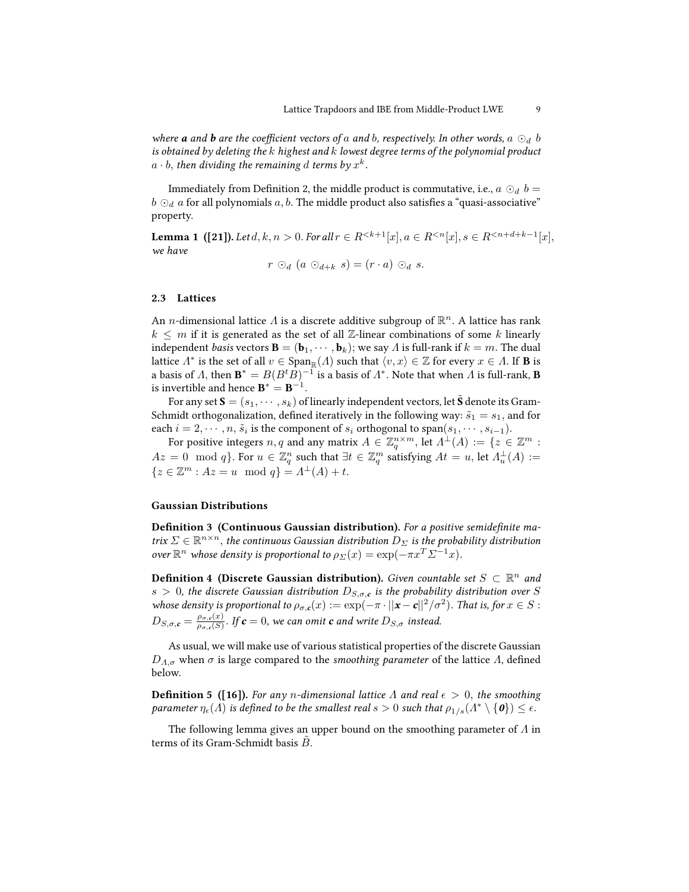*where* $\boldsymbol{a}$ *and* $\boldsymbol{b}$ *are the coefficient vectors of* $a$ *and* $b$*, respectively. In other words,* $a \odot_d b$ *is obtained by deleting the* $k$ *highest and* $k$ *lowest degree terms of the polynomial product* $a \cdot b$*, then dividing the remaining* $d$ *terms by* $x^k$*.*

Immediately from Definition 2, the middle product is commutative, i.e., $a \odot_d b = b \odot_d a$ for all polynomials $a, b$. The middle product also satisfies a "quasi-associative" property.

**Lemma 1 ([21]).** *Let* $d, k, n > 0$*. For all* $r \in R^{<k+1}[x], a \in R^{<n}[x], s \in R^{<n+d+k-1}[x]$*, we have*

$$r \odot_d (a \odot_{d+k} s) = (r \cdot a) \odot_d s.$$

### 2.3 Lattices

An $n$-dimensional lattice $\Lambda$ is a discrete additive subgroup of $\mathbb{R}^n$. A lattice has rank $k \leq m$ if it is generated as the set of all $\mathbb{Z}$-linear combinations of some $k$ linearly independent *basis* vectors $\mathbf{B} = (\mathbf{b}_1, \cdots, \mathbf{b}_k)$; we say $\Lambda$ is full-rank if $k = m$. The dual lattice $\Lambda^*$ is the set of all $v \in \mathrm{Span}_{\mathbb{R}}(\Lambda)$ such that $\langle v, x \rangle \in \mathbb{Z}$ for every $x \in \Lambda$. If $\mathbf{B}$ is a basis of $\Lambda$, then $\mathbf{B}^* = B(B^t B)^{-1}$ is a basis of $\Lambda^*$. Note that when $\Lambda$ is full-rank, $\mathbf{B}$ is invertible and hence $\mathbf{B}^* = \mathbf{B}^{-1}$.

For any set $\mathbf{S} = (s_1, \cdots, s_k)$ of linearly independent vectors, let $\tilde{\mathbf{S}}$ denote its Gram-Schmidt orthogonalization, defined iteratively in the following way: $\tilde{s}_1 = s_1$, and for each $i = 2, \cdots, n$, $\tilde{s}_i$ is the component of $s_i$ orthogonal to $\mathrm{span}(s_1, \cdots, s_{i-1})$.

For positive integers $n, q$ and any matrix $A \in \mathbb{Z}_q^{n \times m}$, let $\Lambda^{\perp}(A) := \{z \in \mathbb{Z}^m : Az = 0 \mod q\}$. For $u \in \mathbb{Z}_q^n$ such that $\exists t \in \mathbb{Z}_q^m$ satisfying $At = u$, let $\Lambda_u^{\perp}(A) := \{z \in \mathbb{Z}^m : Az = u \mod q\} = \Lambda^{\perp}(A) + t$.

#### Gaussian Distributions

**Definition 3 (Continuous Gaussian distribution).** *For a positive semidefinite matrix* $\Sigma \in \mathbb{R}^{n \times n}$*, the continuous Gaussian distribution* $D_\Sigma$ *is the probability distribution over* $\mathbb{R}^n$ *whose density is proportional to* $\rho_\Sigma(x) = \exp(-\pi x^T \Sigma^{-1} x)$*.*

**Definition 4 (Discrete Gaussian distribution).** *Given countable set* $S \subset \mathbb{R}^n$ *and* $s > 0$*, the discrete Gaussian distribution* $D_{S,\sigma,\boldsymbol{c}}$ *is the probability distribution over* $S$ *whose density is proportional to* $\rho_{\sigma,\boldsymbol{c}}(x) := \exp(-\pi \cdot ||\boldsymbol{x} - \boldsymbol{c}||^2/\sigma^2)$*. That is, for* $x \in S$ *:* $D_{S,\sigma,\boldsymbol{c}} = \frac{\rho_{\sigma,\boldsymbol{c}}(x)}{\rho_{\sigma,\boldsymbol{c}}(S)}$*. If* $\boldsymbol{c} = 0$*, we can omit* $\boldsymbol{c}$ *and write* $D_{S,\sigma}$ *instead.*

As usual, we will make use of various statistical properties of the discrete Gaussian $D_{\Lambda,\sigma}$ when $\sigma$ is large compared to the *smoothing parameter* of the lattice $\Lambda$, defined below.

**Definition 5 ([16]).** *For any* $n$*-dimensional lattice* $\Lambda$ *and real* $\epsilon > 0$*, the smoothing parameter* $\eta_\epsilon(\Lambda)$ *is defined to be the smallest real* $s > 0$ *such that* $\rho_{1/s}(\Lambda^* \setminus \{\boldsymbol{0}\}) \leq \epsilon$*.*

The following lemma gives an upper bound on the smoothing parameter of $\Lambda$ in terms of its Gram-Schmidt basis $\tilde{B}$.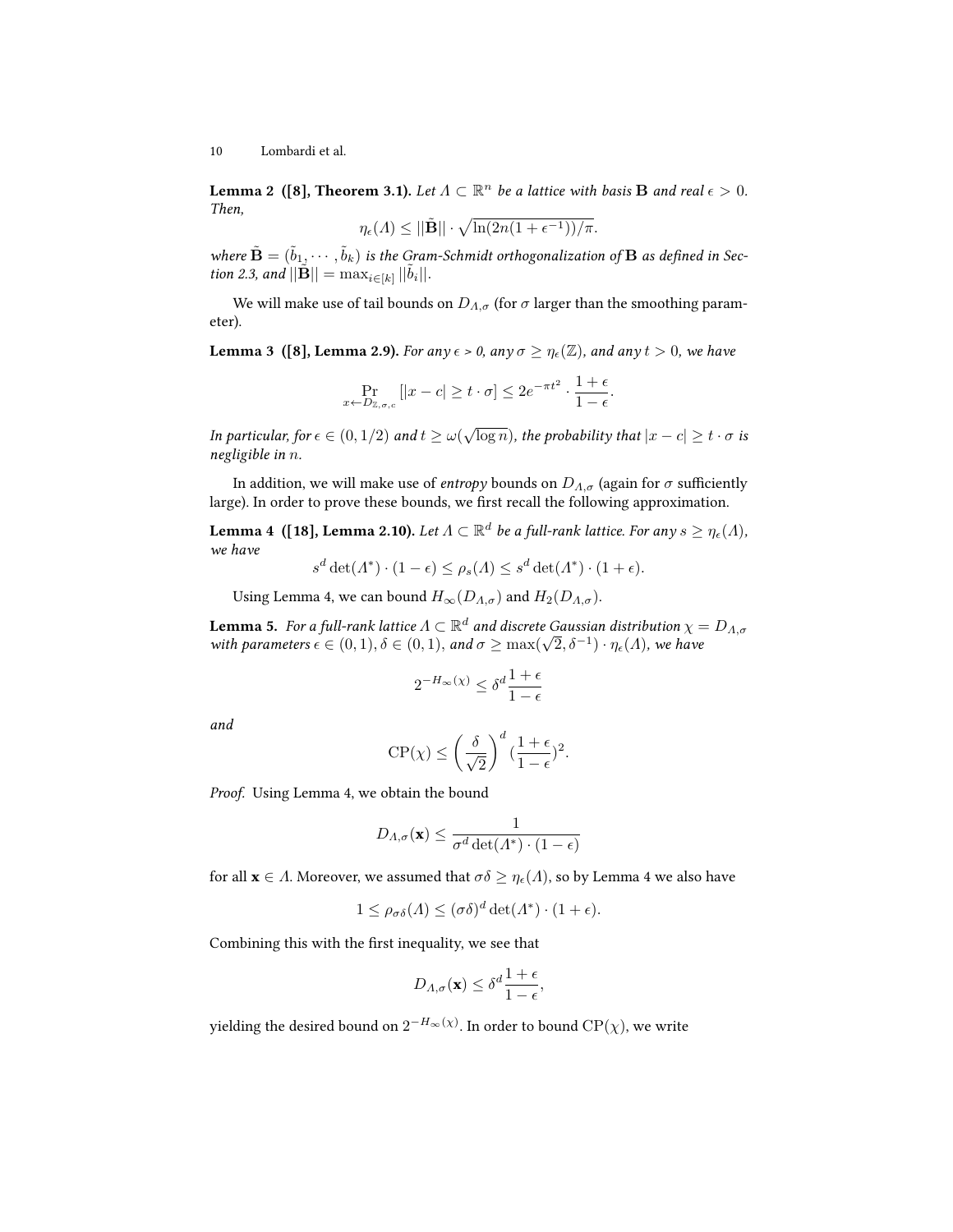**Lemma 2 ([8], Theorem 3.1).** *Let $\Lambda \subset \mathbb{R}^n$ be a lattice with basis $\mathbf{B}$ and real $\epsilon > 0$. Then,*

$$\eta_\epsilon(\Lambda) \leq ||\tilde{\mathbf{B}}|| \cdot \sqrt{\ln(2n(1+\epsilon^{-1}))/\pi}.$$

*where $\tilde{\mathbf{B}} = (\tilde{b}_1, \cdots, \tilde{b}_k)$ is the Gram-Schmidt orthogonalization of $\mathbf{B}$ as defined in Section 2.3, and $||\tilde{\mathbf{B}}|| = \max_{i \in [k]} ||\tilde{b}_i||$.*

We will make use of tail bounds on $D_{\Lambda,\sigma}$ (for $\sigma$ larger than the smoothing parameter).

**Lemma 3 ([8], Lemma 2.9).** *For any $\epsilon > 0$, any $\sigma \geq \eta_\epsilon(\mathbb{Z})$, and any $t > 0$, we have*

$$\Pr_{x \leftarrow D_{\mathbb{Z},\sigma,c}}[|x - c| \geq t \cdot \sigma] \leq 2e^{-\pi t^2} \cdot \frac{1+\epsilon}{1-\epsilon}.$$

*In particular, for $\epsilon \in (0, 1/2)$ and $t \geq \omega(\sqrt{\log n})$, the probability that $|x - c| \geq t \cdot \sigma$ is negligible in $n$.*

In addition, we will make use of *entropy* bounds on $D_{\Lambda,\sigma}$ (again for $\sigma$ sufficiently large). In order to prove these bounds, we first recall the following approximation.

**Lemma 4 ([18], Lemma 2.10).** *Let $\Lambda \subset \mathbb{R}^d$ be a full-rank lattice. For any $s \geq \eta_\epsilon(\Lambda)$, we have*

$$s^d \det(\Lambda^*) \cdot (1-\epsilon) \leq \rho_s(\Lambda) \leq s^d \det(\Lambda^*) \cdot (1+\epsilon).$$

Using Lemma 4, we can bound $H_\infty(D_{\Lambda,\sigma})$ and $H_2(D_{\Lambda,\sigma})$.

**Lemma 5.** *For a full-rank lattice $\Lambda \subset \mathbb{R}^d$ and discrete Gaussian distribution $\chi = D_{\Lambda,\sigma}$ with parameters $\epsilon \in (0, 1), \delta \in (0, 1)$, and $\sigma \geq \max(\sqrt{2}, \delta^{-1}) \cdot \eta_\epsilon(\Lambda)$, we have*

$$2^{-H_\infty(\chi)} \leq \delta^d \frac{1+\epsilon}{1-\epsilon}$$

*and*

$$\mathrm{CP}(\chi) \leq \left(\frac{\delta}{\sqrt{2}}\right)^d (\frac{1+\epsilon}{1-\epsilon})^2.$$

*Proof.* Using Lemma 4, we obtain the bound

$$D_{\Lambda,\sigma}(\mathbf{x}) \leq \frac{1}{\sigma^d \det(\Lambda^*) \cdot (1-\epsilon)}$$

for all $\mathbf{x} \in \Lambda$. Moreover, we assumed that $\sigma\delta \geq \eta_\epsilon(\Lambda)$, so by Lemma 4 we also have

$$1 \leq \rho_{\sigma\delta}(\Lambda) \leq (\sigma\delta)^d \det(\Lambda^*) \cdot (1+\epsilon).$$

Combining this with the first inequality, we see that

$$D_{\Lambda,\sigma}(\mathbf{x}) \leq \delta^d \frac{1+\epsilon}{1-\epsilon},$$

yielding the desired bound on $2^{-H_\infty(\chi)}$. In order to bound $\mathrm{CP}(\chi)$, we write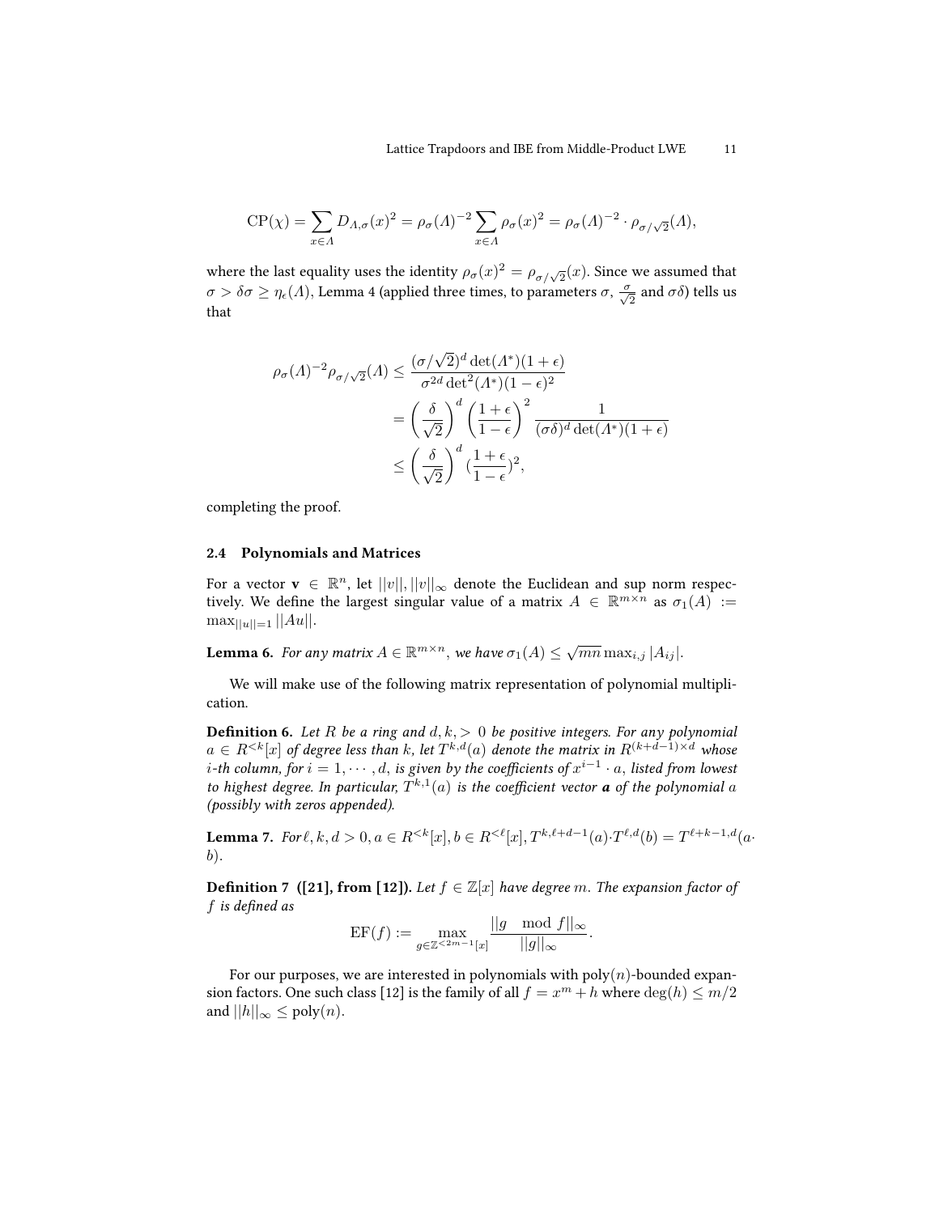$$\mathrm{CP}(\chi) = \sum_{x \in \Lambda} D_{\Lambda,\sigma}(x)^2 = \rho_\sigma(\Lambda)^{-2} \sum_{x \in \Lambda} \rho_\sigma(x)^2 = \rho_\sigma(\Lambda)^{-2} \cdot \rho_{\sigma/\sqrt{2}}(\Lambda),$$

where the last equality uses the identity $\rho_\sigma(x)^2 = \rho_{\sigma/\sqrt{2}}(x)$. Since we assumed that $\sigma > \delta\sigma \geq \eta_\epsilon(\Lambda)$, Lemma 4 (applied three times, to parameters $\sigma$, $\frac{\sigma}{\sqrt{2}}$ and $\sigma\delta$) tells us that

$$\begin{aligned}
\rho_\sigma(\Lambda)^{-2} \rho_{\sigma/\sqrt{2}}(\Lambda) &\leq \frac{(\sigma/\sqrt{2})^d \det(\Lambda^*)(1+\epsilon)}{\sigma^{2d} \det^2(\Lambda^*)(1-\epsilon)^2} \\
&= \left(\frac{\delta}{\sqrt{2}}\right)^d \left(\frac{1+\epsilon}{1-\epsilon}\right)^2 \frac{1}{(\sigma\delta)^d \det(\Lambda^*)(1+\epsilon)} \\
&\leq \left(\frac{\delta}{\sqrt{2}}\right)^d (\frac{1+\epsilon}{1-\epsilon})^2,
\end{aligned}$$

completing the proof.

### 2.4 Polynomials and Matrices

For a vector $\mathbf{v} \in \mathbb{R}^n$, let $||v||, ||v||_\infty$ denote the Euclidean and sup norm respectively. We define the largest singular value of a matrix $A \in \mathbb{R}^{m \times n}$ as $\sigma_1(A) := \max_{||u||=1} ||Au||$.

**Lemma 6.** *For any matrix $A \in \mathbb{R}^{m \times n}$, we have $\sigma_1(A) \leq \sqrt{mn} \max_{i,j} |A_{ij}|$.*

We will make use of the following matrix representation of polynomial multiplication.

**Definition 6.** *Let $R$ be a ring and $d, k, > 0$ be positive integers. For any polynomial $a \in R^{<k}[x]$ of degree less than $k$, let $T^{k,d}(a)$ denote the matrix in $R^{(k+d-1)\times d}$ whose $i$-th column, for $i = 1, \cdots, d$, is given by the coefficients of $x^{i-1} \cdot a$, listed from lowest to highest degree. In particular, $T^{k,1}(a)$ is the coefficient vector **a** of the polynomial $a$ (possibly with zeros appended).*

**Lemma 7.** *For $\ell, k, d > 0, a \in R^{<k}[x], b \in R^{<\ell}[x], T^{k,\ell+d-1}(a) \cdot T^{\ell,d}(b) = T^{\ell+k-1,d}(a \cdot b)$.*

**Definition 7 ([21], from [12]).** *Let $f \in \mathbb{Z}[x]$ have degree $m$. The expansion factor of $f$ is defined as*

$$\mathrm{EF}(f) := \max_{g \in \mathbb{Z}^{<2m-1}[x]} \frac{||g \mod f||_\infty}{||g||_\infty}.$$

For our purposes, we are interested in polynomials with $\mathrm{poly}(n)$-bounded expansion factors. One such class [12] is the family of all $f = x^m + h$ where $\deg(h) \leq m/2$ and $||h||_\infty \leq \mathrm{poly}(n)$.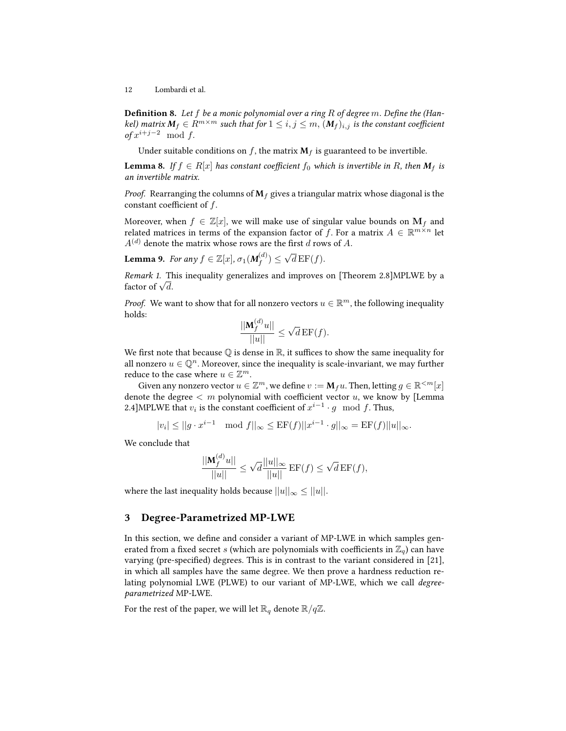**Definition 8.** *Let $f$ be a monic polynomial over a ring $R$ of degree $m$. Define the (Hankel) matrix $\boldsymbol{M}_f \in R^{m\times m}$ such that for $1 \leq i, j \leq m$, $(\boldsymbol{M}_f)_{i,j}$ is the constant coefficient of $x^{i+j-2} \mod f$.*

Under suitable conditions on $f$, the matrix $\mathbf{M}_f$ is guaranteed to be invertible.

**Lemma 8.** *If $f \in R[x]$ has constant coefficient $f_0$ which is invertible in $R$, then $\boldsymbol{M}_f$ is an invertible matrix.*

*Proof.* Rearranging the columns of $\mathbf{M}_f$ gives a triangular matrix whose diagonal is the constant coefficient of $f$.

Moreover, when $f \in \mathbb{Z}[x]$, we will make use of singular value bounds on $\mathbf{M}_f$ and related matrices in terms of the expansion factor of $f$. For a matrix $A \in \mathbb{R}^{m\times n}$ let $A^{(d)}$ denote the matrix whose rows are the first $d$ rows of $A$.

**Lemma 9.** *For any $f \in \mathbb{Z}[x]$, $\sigma_1(\boldsymbol{M}_f^{(d)}) \leq \sqrt{d}\,\mathrm{EF}(f)$.*

*Remark 1.* This inequality generalizes and improves on [Theorem 2.8]MPLWE by a factor of $\sqrt{d}$.

*Proof.* We want to show that for all nonzero vectors $u \in \mathbb{R}^m$, the following inequality holds:

$$\frac{||\mathbf{M}_f^{(d)} u||}{||u||} \leq \sqrt{d}\,\mathrm{EF}(f).$$

We first note that because $\mathbb{Q}$ is dense in $\mathbb{R}$, it suffices to show the same inequality for all nonzero $u \in \mathbb{Q}^n$. Moreover, since the inequality is scale-invariant, we may further reduce to the case where $u \in \mathbb{Z}^m$.

Given any nonzero vector $u \in \mathbb{Z}^m$, we define $v := \mathbf{M}_f u$. Then, letting $g \in \mathbb{R}^{<m}[x]$ denote the degree $< m$ polynomial with coefficient vector $u$, we know by [Lemma 2.4]MPLWE that $v_i$ is the constant coefficient of $x^{i-1} \cdot g \mod f$. Thus,

$$|v_i| \leq ||g \cdot x^{i-1} \mod f||_\infty \leq \mathrm{EF}(f)||x^{i-1} \cdot g||_\infty = \mathrm{EF}(f)||u||_\infty.$$

We conclude that

$$\frac{||\mathbf{M}_f^{(d)} u||}{||u||} \leq \sqrt{d}\frac{||u||_\infty}{||u||}\,\mathrm{EF}(f) \leq \sqrt{d}\,\mathrm{EF}(f),$$

where the last inequality holds because $||u||_\infty \leq ||u||$.

## 3 Degree-Parametrized MP-LWE

In this section, we define and consider a variant of MP-LWE in which samples generated from a fixed secret $s$ (which are polynomials with coefficients in $\mathbb{Z}_q$) can have varying (pre-specified) degrees. This is in contrast to the variant considered in [21], in which all samples have the same degree. We then prove a hardness reduction relating polynomial LWE (PLWE) to our variant of MP-LWE, which we call *degree-parametrized* MP-LWE.

For the rest of the paper, we will let $\mathbb{R}_q$ denote $\mathbb{R}/q\mathbb{Z}$.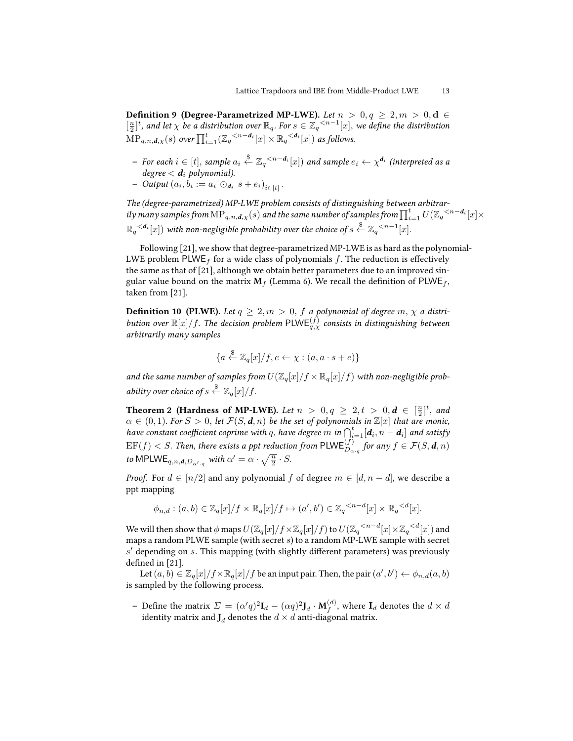**Definition 9 (Degree-Parametrized MP-LWE).** *Let $n > 0, q \geq 2, m > 0, \mathbf{d} \in [\frac{n}{2}]^t$, and let $\chi$ be a distribution over $\mathbb{R}_q$. For $s \in {\mathbb{Z}_q}^{<n-1}[x]$, we define the distribution $\mathrm{MP}_{q,n,\boldsymbol{d},\chi}(s)$ over $\prod_{i=1}^t ({\mathbb{Z}_q}^{<n-\boldsymbol{d}_i}[x] \times {\mathbb{R}_q}^{<\boldsymbol{d}_i}[x])$ as follows.*

- *For each $i \in [t]$, sample $a_i \xleftarrow{\$} {\mathbb{Z}_q}^{<n-\boldsymbol{d}_i}[x])$ and sample $e_i \leftarrow \chi^{\boldsymbol{d}_i}$ (interpreted as a degree $< \boldsymbol{d}_i$ polynomial).*
- *Output $(a_i, b_i := a_i \odot_{\boldsymbol{d}_i} s + e_i)_{i \in [t]}$.*

*The (degree-parametrized) MP-LWE problem consists of distinguishing between arbitrarily many samples from $\mathrm{MP}_{q,n,\boldsymbol{d},\chi}(s)$ and the same number of samples from $\prod_{i=1}^t U({\mathbb{Z}_q}^{<n-\boldsymbol{d}_i}[x] \times {\mathbb{R}_q}^{<\boldsymbol{d}_i}[x])$ with non-negligible probability over the choice of $s \xleftarrow{\$} {\mathbb{Z}_q}^{<n-1}[x]$.*

Following [21], we show that degree-parametrized MP-LWE is as hard as the polynomial-LWE problem $\mathsf{PLWE}_f$ for a wide class of polynomials $f$. The reduction is effectively the same as that of [21], although we obtain better parameters due to an improved singular value bound on the matrix $\mathbf{M}_f$ (Lemma 6). We recall the definition of $\mathsf{PLWE}_f$, taken from [21].

**Definition 10 (PLWE).** *Let $q \geq 2, m > 0$, $f$ a polynomial of degree $m$, $\chi$ a distribution over $\mathbb{R}[x]/f$. The decision problem $\mathsf{PLWE}^{(f)}_{q,\chi}$ consists in distinguishing between arbitrarily many samples*

$$\{a \xleftarrow{\$} \mathbb{Z}_q[x]/f, e \leftarrow \chi : (a, a \cdot s + e)\}$$

*and the same number of samples from $U(\mathbb{Z}_q[x]/f \times \mathbb{R}_q[x]/f)$ with non-negligible probability over choice of $s \xleftarrow{\$} \mathbb{Z}_q[x]/f$.*

**Theorem 2 (Hardness of MP-LWE).** *Let $n > 0, q \geq 2, t > 0, \boldsymbol{d} \in [\frac{n}{2}]^t$, and $\alpha \in (0,1)$. For $S > 0$, let $\mathcal{F}(S, \boldsymbol{d}, n)$ be the set of polynomials in $\mathbb{Z}[x]$ that are monic, have constant coefficient coprime with $q$, have degree $m$ in $\bigcap_{i=1}^t [\boldsymbol{d}_i, n - \boldsymbol{d}_i]$ and satisfy $\mathrm{EF}(f) < S$. Then, there exists a ppt reduction from $\mathsf{PLWE}^{(f)}_{D_{\alpha \cdot q}}$ for any $f \in \mathcal{F}(S, \boldsymbol{d}, n)$ to $\mathsf{MPLWE}_{q,n,\boldsymbol{d},D_{\alpha' \cdot q}}$ with $\alpha' = \alpha \cdot \sqrt{\frac{n}{2}} \cdot S$.*

*Proof.* For $d \in [n/2]$ and any polynomial $f$ of degree $m \in [d, n-d]$, we describe a ppt mapping

$$\phi_{n,d} : (a, b) \in \mathbb{Z}_q[x]/f \times \mathbb{R}_q[x]/f \mapsto (a', b') \in {\mathbb{Z}_q}^{<n-d}[x] \times {\mathbb{R}_q}^{<d}[x].$$

We will then show that $\phi$ maps $U(\mathbb{Z}_q[x]/f \times \mathbb{Z}_q[x]/f)$ to $U({\mathbb{Z}_q}^{<n-d}[x] \times {\mathbb{Z}_q}^{<d}[x])$ and maps a random PLWE sample (with secret $s$) to a random MP-LWE sample with secret $s'$ depending on $s$. This mapping (with slightly different parameters) was previously defined in [21].

Let $(a, b) \in \mathbb{Z}_q[x]/f \times \mathbb{R}_q[x]/f$ be an input pair. Then, the pair $(a', b') \leftarrow \phi_{n,d}(a, b)$ is sampled by the following process.

- Define the matrix $\Sigma = (\alpha' q)^2 \mathbf{I}_d - (\alpha q)^2 \mathbf{J}_d \cdot \mathbf{M}_f^{(d)}$, where $\mathbf{I}_d$ denotes the $d \times d$ identity matrix and $\mathbf{J}_d$ denotes the $d \times d$ anti-diagonal matrix.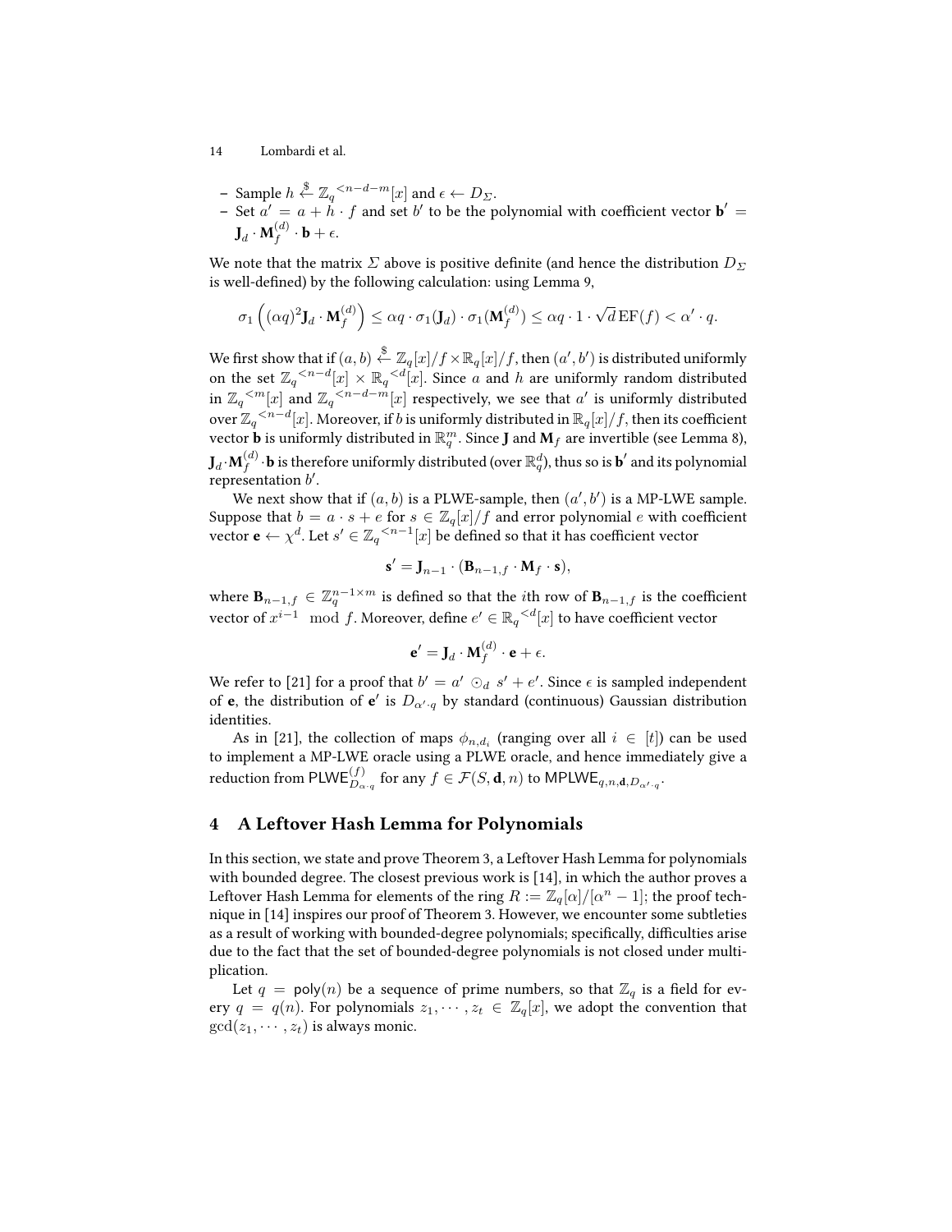- Sample $h \xleftarrow{\$} \mathbb{Z}_q{}^{<n-d-m}[x]$ and $\epsilon \leftarrow D_\Sigma$.
- Set $a' = a + h \cdot f$ and set $b'$ to be the polynomial with coefficient vector $\mathbf{b}' = \mathbf{J}_d \cdot \mathbf{M}_f^{(d)} \cdot \mathbf{b} + \epsilon$.

We note that the matrix $\Sigma$ above is positive definite (and hence the distribution $D_\Sigma$ is well-defined) by the following calculation: using Lemma 9,

$$\sigma_1\left((\alpha q)^2 \mathbf{J}_d \cdot \mathbf{M}_f^{(d)}\right) \leq \alpha q \cdot \sigma_1(\mathbf{J}_d) \cdot \sigma_1(\mathbf{M}_f^{(d)}) \leq \alpha q \cdot 1 \cdot \sqrt{d}\,\mathrm{EF}(f) < \alpha' \cdot q.$$

We first show that if $(a, b) \xleftarrow{\$} \mathbb{Z}_q[x]/f \times \mathbb{R}_q[x]/f$, then $(a', b')$ is distributed uniformly on the set $\mathbb{Z}_q{}^{<n-d}[x] \times \mathbb{R}_q{}^{<d}[x]$. Since $a$ and $h$ are uniformly random distributed in $\mathbb{Z}_q{}^{<m}[x]$ and $\mathbb{Z}_q{}^{<n-d-m}[x]$ respectively, we see that $a'$ is uniformly distributed over $\mathbb{Z}_q{}^{<n-d}[x]$. Moreover, if $b$ is uniformly distributed in $\mathbb{R}_q[x]/f$, then its coefficient vector $\mathbf{b}$ is uniformly distributed in $\mathbb{R}_q^m$. Since $\mathbf{J}$ and $\mathbf{M}_f$ are invertible (see Lemma 8), $\mathbf{J}_d \cdot \mathbf{M}_f^{(d)} \cdot \mathbf{b}$ is therefore uniformly distributed (over $\mathbb{R}_q^d$), thus so is $\mathbf{b}'$ and its polynomial representation $b'$.

We next show that if $(a, b)$ is a PLWE-sample, then $(a', b')$ is a MP-LWE sample. Suppose that $b = a \cdot s + e$ for $s \in \mathbb{Z}_q[x]/f$ and error polynomial $e$ with coefficient vector $\mathbf{e} \leftarrow \chi^d$. Let $s' \in \mathbb{Z}_q{}^{<n-1}[x]$ be defined so that it has coefficient vector

$$\mathbf{s}' = \mathbf{J}_{n-1} \cdot (\mathbf{B}_{n-1,f} \cdot \mathbf{M}_f \cdot \mathbf{s}),$$

where $\mathbf{B}_{n-1,f} \in \mathbb{Z}_q^{n-1 \times m}$ is defined so that the $i$th row of $\mathbf{B}_{n-1,f}$ is the coefficient vector of $x^{i-1} \mod f$. Moreover, define $e' \in \mathbb{R}_q{}^{<d}[x]$ to have coefficient vector

$$\mathbf{e}' = \mathbf{J}_d \cdot \mathbf{M}_f^{(d)} \cdot \mathbf{e} + \epsilon.$$

We refer to [21] for a proof that $b' = a' \odot_d s' + e'$. Since $\epsilon$ is sampled independent of $\mathbf{e}$, the distribution of $\mathbf{e}'$ is $D_{\alpha' \cdot q}$ by standard (continuous) Gaussian distribution identities.

As in [21], the collection of maps $\phi_{n,d_i}$ (ranging over all $i \in [t]$) can be used to implement a MP-LWE oracle using a PLWE oracle, and hence immediately give a reduction from $\mathsf{PLWE}^{(f)}_{D_{\alpha \cdot q}}$ for any $f \in \mathcal{F}(S, \mathbf{d}, n)$ to $\mathsf{MPLWE}_{q,n,\mathbf{d},D_{\alpha' \cdot q}}$.

## 4 A Leftover Hash Lemma for Polynomials

In this section, we state and prove Theorem 3, a Leftover Hash Lemma for polynomials with bounded degree. The closest previous work is [14], in which the author proves a Leftover Hash Lemma for elements of the ring $R := \mathbb{Z}_q[\alpha]/[\alpha^n - 1]$; the proof technique in [14] inspires our proof of Theorem 3. However, we encounter some subtleties as a result of working with bounded-degree polynomials; specifically, difficulties arise due to the fact that the set of bounded-degree polynomials is not closed under multiplication.

Let $q = \mathsf{poly}(n)$ be a sequence of prime numbers, so that $\mathbb{Z}_q$ is a field for every $q = q(n)$. For polynomials $z_1, \cdots, z_t \in \mathbb{Z}_q[x]$, we adopt the convention that $\gcd(z_1, \cdots, z_t)$ is always monic.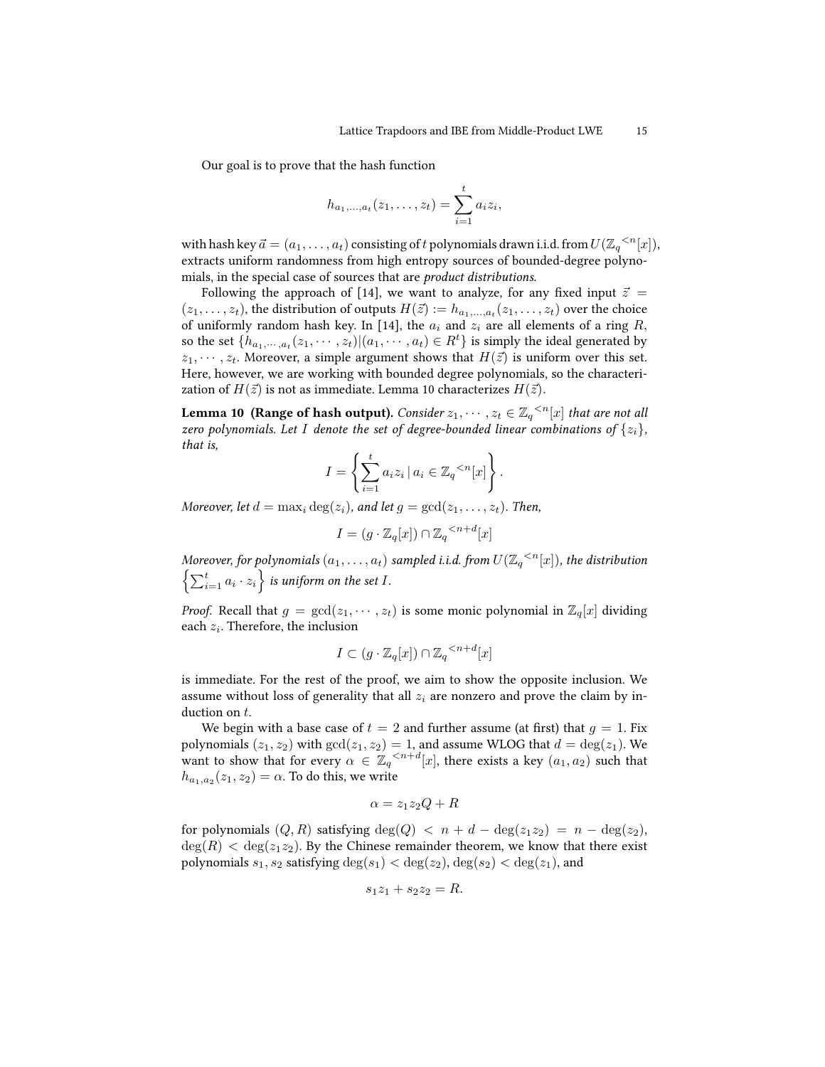Our goal is to prove that the hash function

$$h_{a_1,\ldots,a_t}(z_1,\ldots,z_t) = \sum_{i=1}^{t} a_i z_i,$$

with hash key $\vec{a} = (a_1,\ldots,a_t)$ consisting of $t$ polynomials drawn i.i.d. from $U(\mathbb{Z}_q{}^{<n}[x])$, extracts uniform randomness from high entropy sources of bounded-degree polynomials, in the special case of sources that are *product distributions*.

Following the approach of [14], we want to analyze, for any fixed input $\vec{z} = (z_1,\ldots,z_t)$, the distribution of outputs $H(\vec{z}) := h_{a_1,\ldots,a_t}(z_1,\ldots,z_t)$ over the choice of uniformly random hash key. In [14], the $a_i$ and $z_i$ are all elements of a ring $R$, so the set $\{h_{a_1,\cdots,a_t}(z_1,\cdots,z_t) | (a_1,\cdots,a_t) \in R^t\}$ is simply the ideal generated by $z_1,\cdots,z_t$. Moreover, a simple argument shows that $H(\vec{z})$ is uniform over this set. Here, however, we are working with bounded degree polynomials, so the characterization of $H(\vec{z})$ is not as immediate. Lemma 10 characterizes $H(\vec{z})$.

**Lemma 10 (Range of hash output).** *Consider $z_1,\cdots,z_t \in \mathbb{Z}_q{}^{<n}[x]$ that are not all zero polynomials. Let $I$ denote the set of degree-bounded linear combinations of $\{z_i\}$, that is,*

$$I = \left\{ \sum_{i=1}^{t} a_i z_i \mid a_i \in \mathbb{Z}_q{}^{<n}[x] \right\}.$$

*Moreover, let $d = \max_i \deg(z_i)$, and let $g = \gcd(z_1,\ldots,z_t)$. Then,*

$$I = (g \cdot \mathbb{Z}_q[x]) \cap \mathbb{Z}_q{}^{<n+d}[x]$$

*Moreover, for polynomials $(a_1,\ldots,a_t)$ sampled i.i.d. from $U(\mathbb{Z}_q{}^{<n}[x])$, the distribution $\left\{\sum_{i=1}^{t} a_i \cdot z_i\right\}$ is uniform on the set $I$.*

*Proof.* Recall that $g = \gcd(z_1,\cdots,z_t)$ is some monic polynomial in $\mathbb{Z}_q[x]$ dividing each $z_i$. Therefore, the inclusion

$$I \subset (g \cdot \mathbb{Z}_q[x]) \cap \mathbb{Z}_q{}^{<n+d}[x]$$

is immediate. For the rest of the proof, we aim to show the opposite inclusion. We assume without loss of generality that all $z_i$ are nonzero and prove the claim by induction on $t$.

We begin with a base case of $t = 2$ and further assume (at first) that $g = 1$. Fix polynomials $(z_1, z_2)$ with $\gcd(z_1, z_2) = 1$, and assume WLOG that $d = \deg(z_1)$. We want to show that for every $\alpha \in \mathbb{Z}_q{}^{<n+d}[x]$, there exists a key $(a_1, a_2)$ such that $h_{a_1,a_2}(z_1, z_2) = \alpha$. To do this, we write

$$\alpha = z_1 z_2 Q + R$$

for polynomials $(Q, R)$ satisfying $\deg(Q) < n + d - \deg(z_1 z_2) = n - \deg(z_2)$, $\deg(R) < \deg(z_1 z_2)$. By the Chinese remainder theorem, we know that there exist polynomials $s_1, s_2$ satisfying $\deg(s_1) < \deg(z_2)$, $\deg(s_2) < \deg(z_1)$, and

$$s_1 z_1 + s_2 z_2 = R.$$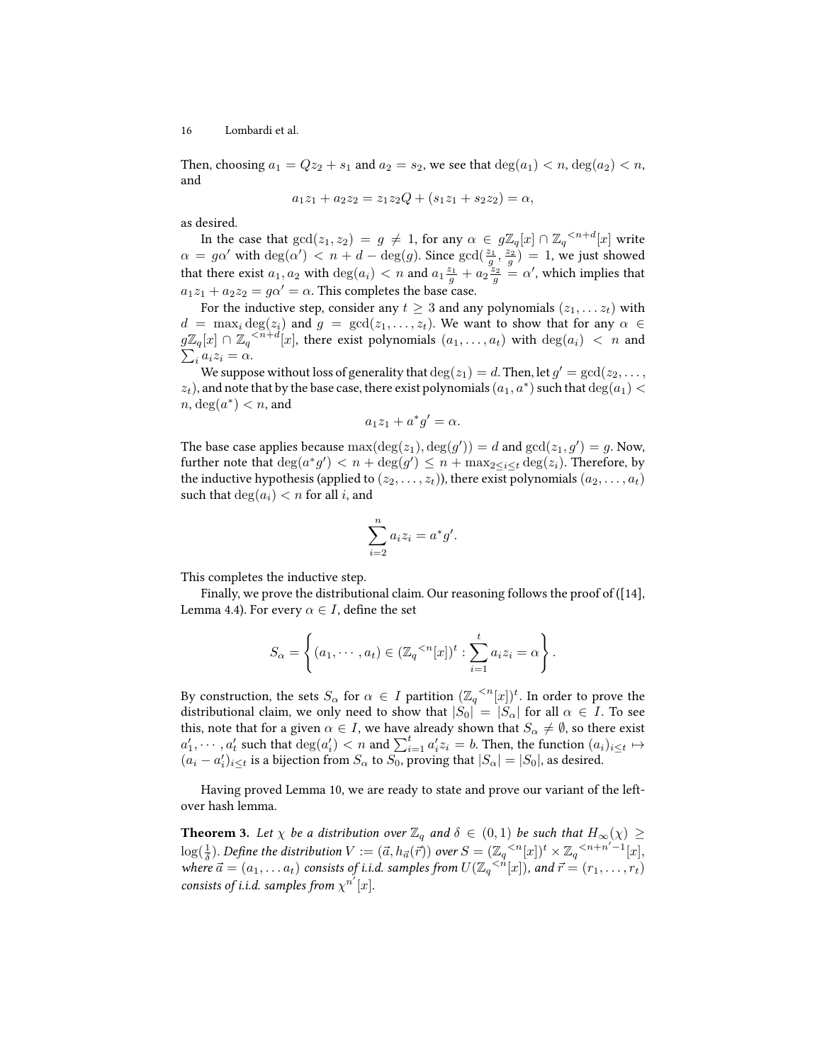Then, choosing $a_1 = Qz_2 + s_1$ and $a_2 = s_2$, we see that $\deg(a_1) < n$, $\deg(a_2) < n$, and

$$a_1 z_1 + a_2 z_2 = z_1 z_2 Q + (s_1 z_1 + s_2 z_2) = \alpha,$$

as desired.

In the case that $\gcd(z_1, z_2) = g \neq 1$, for any $\alpha \in g\mathbb{Z}_q[x] \cap \mathbb{Z}_q{}^{<n+d}[x]$ write $\alpha = g\alpha'$ with $\deg(\alpha') < n + d - \deg(g)$. Since $\gcd(\frac{z_1}{g}, \frac{z_2}{g}) = 1$, we just showed that there exist $a_1, a_2$ with $\deg(a_i) < n$ and $a_1 \frac{z_1}{g} + a_2 \frac{z_2}{g} = \alpha'$, which implies that $a_1 z_1 + a_2 z_2 = g\alpha' = \alpha$. This completes the base case.

For the inductive step, consider any $t \geq 3$ and any polynomials $(z_1, \dots z_t)$ with $d = \max_i \deg(z_i)$ and $g = \gcd(z_1, \dots, z_t)$. We want to show that for any $\alpha \in g\mathbb{Z}_q[x] \cap \mathbb{Z}_q{}^{<n+d}[x]$, there exist polynomials $(a_1, \dots, a_t)$ with $\deg(a_i) < n$ and $\sum_i a_i z_i = \alpha$.

We suppose without loss of generality that $\deg(z_1) = d$. Then, let $g' = \gcd(z_2, \dots, z_t)$, and note that by the base case, there exist polynomials $(a_1, a^*)$ such that $\deg(a_1) < n$, $\deg(a^*) < n$, and

$$a_1 z_1 + a^* g' = \alpha.$$

The base case applies because $\max(\deg(z_1), \deg(g')) = d$ and $\gcd(z_1, g') = g$. Now, further note that $\deg(a^* g') < n + \deg(g') \leq n + \max_{2 \leq i \leq t} \deg(z_i)$. Therefore, by the inductive hypothesis (applied to $(z_2, \dots, z_t)$), there exist polynomials $(a_2, \dots, a_t)$ such that $\deg(a_i) < n$ for all $i$, and

$$\sum_{i=2}^{n} a_i z_i = a^* g'.$$

This completes the inductive step.

Finally, we prove the distributional claim. Our reasoning follows the proof of ([14], Lemma 4.4). For every $\alpha \in I$, define the set

$$S_\alpha = \left\{ (a_1, \cdots, a_t) \in (\mathbb{Z}_q{}^{<n}[x])^t : \sum_{i=1}^{t} a_i z_i = \alpha \right\}.$$

By construction, the sets $S_\alpha$ for $\alpha \in I$ partition $(\mathbb{Z}_q{}^{<n}[x])^t$. In order to prove the distributional claim, we only need to show that $|S_0| = |S_\alpha|$ for all $\alpha \in I$. To see this, note that for a given $\alpha \in I$, we have already shown that $S_\alpha \neq \emptyset$, so there exist $a'_1, \cdots, a'_t$ such that $\deg(a'_i) < n$ and $\sum_{i=1}^{t} a'_i z_i = b$. Then, the function $(a_i)_{i \leq t} \mapsto (a_i - a'_i)_{i \leq t}$ is a bijection from $S_\alpha$ to $S_0$, proving that $|S_\alpha| = |S_0|$, as desired.

Having proved Lemma 10, we are ready to state and prove our variant of the left-over hash lemma.

**Theorem 3.** *Let $\chi$ be a distribution over $\mathbb{Z}_q$ and $\delta \in (0, 1)$ be such that $H_\infty(\chi) \geq \log(\frac{1}{\delta})$. Define the distribution $V := (\vec{a}, h_{\vec{a}}(\vec{r}))$ over $S = (\mathbb{Z}_q{}^{<n}[x])^t \times \mathbb{Z}_q{}^{<n+n'-1}[x]$, where $\vec{a} = (a_1, \dots a_t)$ consists of i.i.d. samples from $U(\mathbb{Z}_q{}^{<n}[x])$, and $\vec{r} = (r_1, \dots, r_t)$ consists of i.i.d. samples from $\chi^{n'}[x]$.*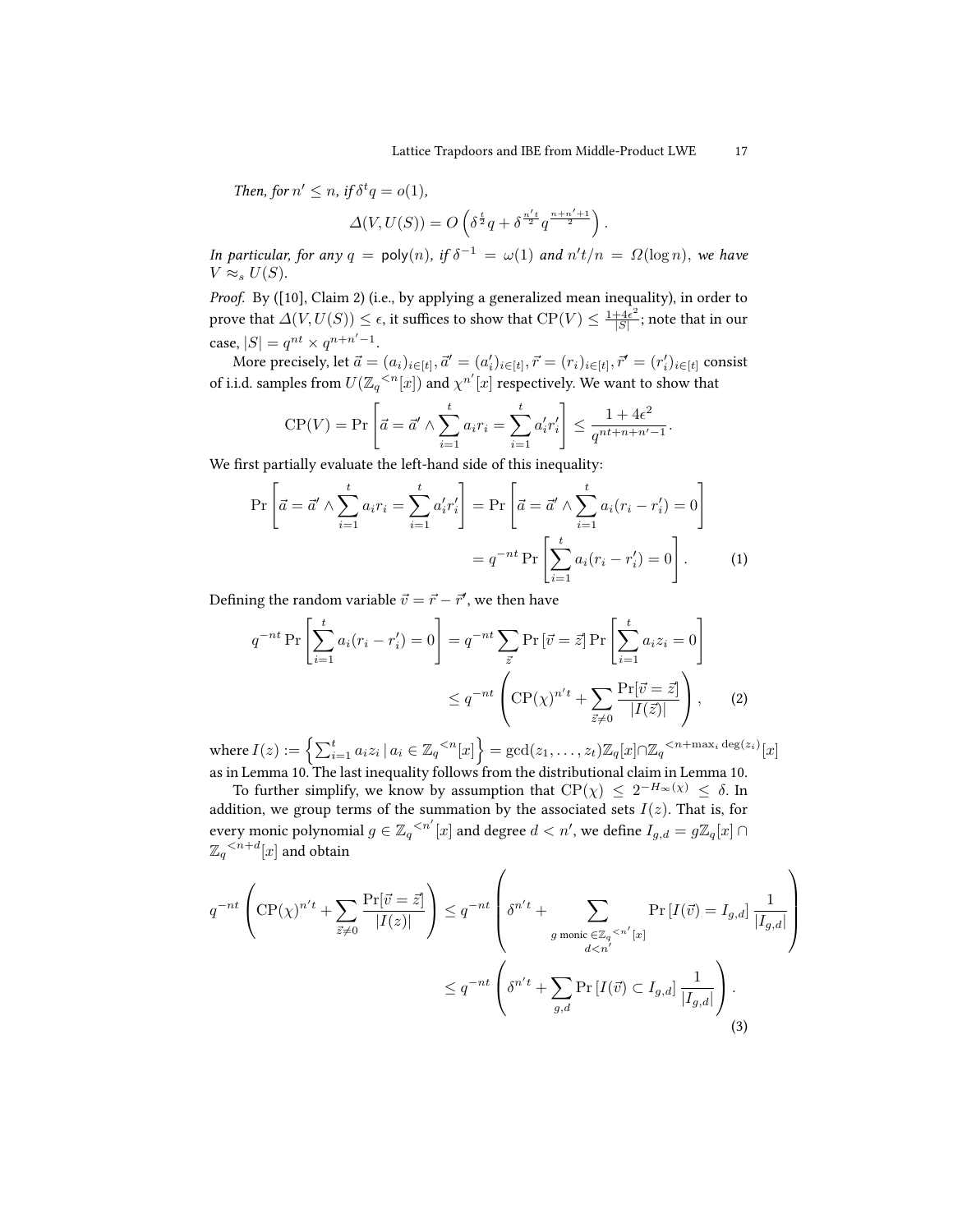*Then, for $n' \leq n$, if $\delta^t q = o(1)$,*

$$\Delta(V, U(S)) = O\left(\delta^{\frac{t}{2}} q + \delta^{\frac{n't}{2}} q^{\frac{n+n'+1}{2}}\right).$$

*In particular, for any $q = \mathsf{poly}(n)$, if $\delta^{-1} = \omega(1)$ and $n't/n = \Omega(\log n)$, we have $V \approx_s U(S)$.*

*Proof.* By ([10], Claim 2) (i.e., by applying a generalized mean inequality), in order to prove that $\Delta(V, U(S)) \leq \epsilon$, it suffices to show that $\mathrm{CP}(V) \leq \frac{1+4\epsilon^2}{|S|}$; note that in our case, $|S| = q^{nt} \times q^{n+n'-1}$.

More precisely, let $\vec{a} = (a_i)_{i\in[t]}, \vec{a}' = (a'_i)_{i\in[t]}, \vec{r} = (r_i)_{i\in[t]}, \vec{r}' = (r'_i)_{i\in[t]}$ consist of i.i.d. samples from $U({\mathbb{Z}_q}^{<n}[x])$ and $\chi^{n'}[x]$ respectively. We want to show that

$$\mathrm{CP}(V) = \Pr\left[\vec{a} = \vec{a}' \wedge \sum_{i=1}^{t} a_i r_i = \sum_{i=1}^{t} a'_i r'_i\right] \leq \frac{1+4\epsilon^2}{q^{nt+n+n'-1}}.$$

We first partially evaluate the left-hand side of this inequality:

$$\begin{aligned}\Pr\left[\vec{a} = \vec{a}' \wedge \sum_{i=1}^{t} a_i r_i = \sum_{i=1}^{t} a'_i r'_i\right] &= \Pr\left[\vec{a} = \vec{a}' \wedge \sum_{i=1}^{t} a_i (r_i - r'_i) = 0\right] \\ &= q^{-nt} \Pr\left[\sum_{i=1}^{t} a_i (r_i - r'_i) = 0\right]. \qquad (1)\end{aligned}$$

Defining the random variable $\vec{v} = \vec{r} - \vec{r}'$, we then have

$$\begin{aligned}q^{-nt} \Pr\left[\sum_{i=1}^{t} a_i (r_i - r'_i) = 0\right] &= q^{-nt} \sum_{\vec{z}} \Pr\left[\vec{v} = \vec{z}\right] \Pr\left[\sum_{i=1}^{t} a_i z_i = 0\right] \\ &\leq q^{-nt}\left(\mathrm{CP}(\chi)^{n't} + \sum_{\vec{z}\neq 0} \frac{\Pr[\vec{v} = \vec{z}]}{|I(\vec{z})|}\right), \qquad (2)\end{aligned}$$

where $I(z) := \left\{\sum_{i=1}^{t} a_i z_i \,|\, a_i \in {\mathbb{Z}_q}^{<n}[x]\right\} = \gcd(z_1, \ldots, z_t)\mathbb{Z}_q[x] \cap {\mathbb{Z}_q}^{<n+\max_i \deg(z_i)}[x]$ as in Lemma 10. The last inequality follows from the distributional claim in Lemma 10.

To further simplify, we know by assumption that $\mathrm{CP}(\chi) \leq 2^{-H_\infty(\chi)} \leq \delta$. In addition, we group terms of the summation by the associated sets $I(z)$. That is, for every monic polynomial $g \in {\mathbb{Z}_q}^{<n'}[x]$ and degree $d < n'$, we define $I_{g,d} = g\mathbb{Z}_q[x] \cap {\mathbb{Z}_q}^{<n+d}[x]$ and obtain

$$\begin{aligned}q^{-nt}\left(\mathrm{CP}(\chi)^{n't} + \sum_{\vec{z}\neq 0} \frac{\Pr[\vec{v} = \vec{z}]}{|I(z)|}\right) &\leq q^{-nt}\left(\delta^{n't} + \sum_{\substack{g \text{ monic } \in {\mathbb{Z}_q}^{<n'}[x] \\ d<n'}} \Pr\left[I(\vec{v}) = I_{g,d}\right] \frac{1}{|I_{g,d}|}\right) \\ &\leq q^{-nt}\left(\delta^{n't} + \sum_{g,d} \Pr\left[I(\vec{v}) \subset I_{g,d}\right] \frac{1}{|I_{g,d}|}\right). \qquad (3)\end{aligned}$$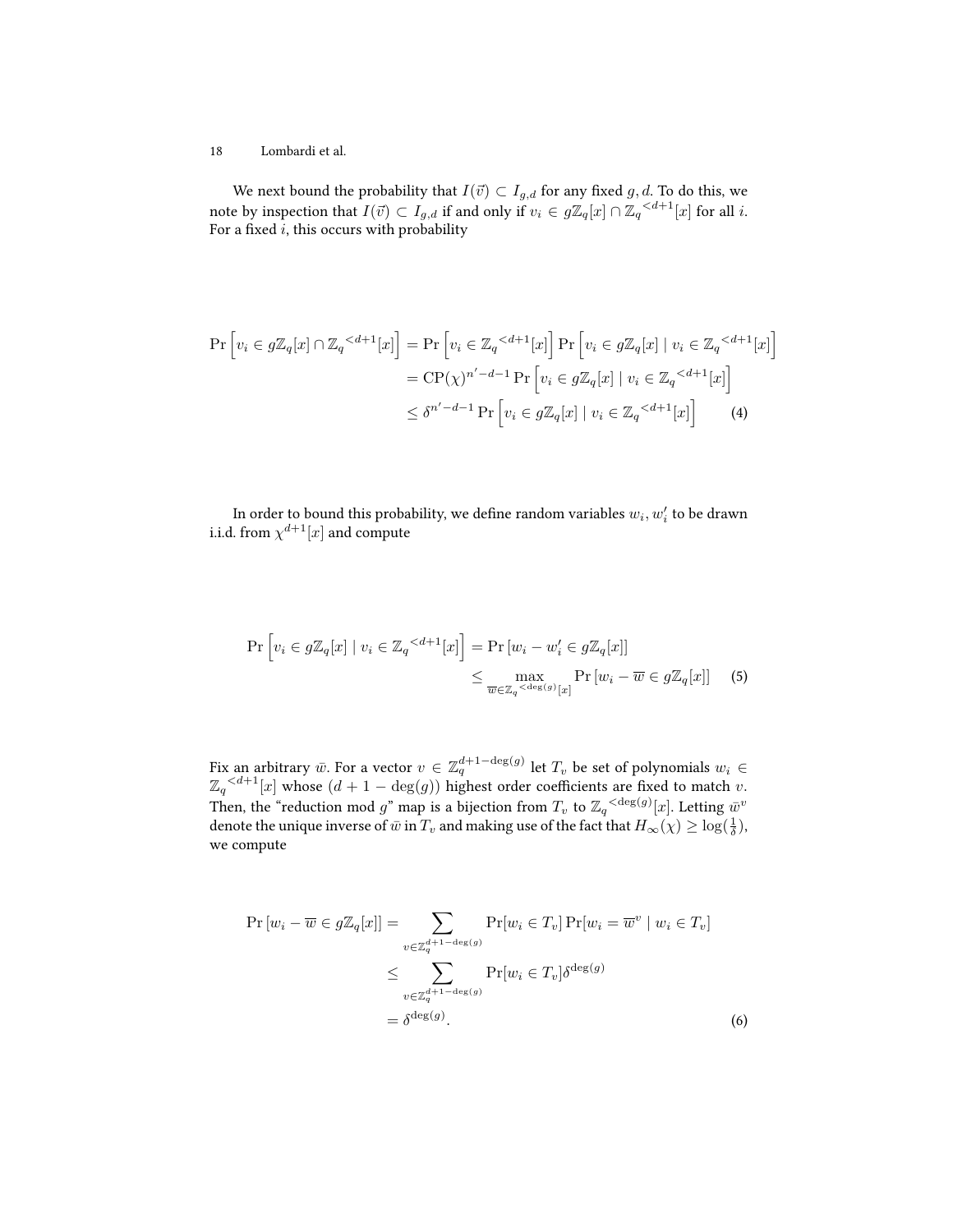We next bound the probability that $I(\vec{v}) \subset I_{g,d}$ for any fixed $g, d$. To do this, we note by inspection that $I(\vec{v}) \subset I_{g,d}$ if and only if $v_i \in g\mathbb{Z}_q[x] \cap {\mathbb{Z}_q}^{<d+1}[x]$ for all $i$. For a fixed $i$, this occurs with probability

$$
\begin{aligned}
\Pr\left[v_i \in g\mathbb{Z}_q[x] \cap {\mathbb{Z}_q}^{<d+1}[x]\right] &= \Pr\left[v_i \in {\mathbb{Z}_q}^{<d+1}[x]\right] \Pr\left[v_i \in g\mathbb{Z}_q[x] \mid v_i \in {\mathbb{Z}_q}^{<d+1}[x]\right] \\
&= \mathrm{CP}(\chi)^{n'-d-1} \Pr\left[v_i \in g\mathbb{Z}_q[x] \mid v_i \in {\mathbb{Z}_q}^{<d+1}[x]\right] \\
&\leq \delta^{n'-d-1} \Pr\left[v_i \in g\mathbb{Z}_q[x] \mid v_i \in {\mathbb{Z}_q}^{<d+1}[x]\right] \qquad (4)
\end{aligned}
$$

In order to bound this probability, we define random variables $w_i, w_i'$ to be drawn i.i.d. from $\chi^{d+1}[x]$ and compute

$$
\begin{aligned}
\Pr\left[v_i \in g\mathbb{Z}_q[x] \mid v_i \in {\mathbb{Z}_q}^{<d+1}[x]\right] &= \Pr\left[w_i - w_i' \in g\mathbb{Z}_q[x]\right] \\
&\leq \max_{\overline{w} \in {\mathbb{Z}_q}^{<\deg(g)}[x]} \Pr\left[w_i - \overline{w} \in g\mathbb{Z}_q[x]\right] \qquad (5)
\end{aligned}
$$

Fix an arbitrary $\bar{w}$. For a vector $v \in \mathbb{Z}_q^{d+1-\deg(g)}$ let $T_v$ be set of polynomials $w_i \in {\mathbb{Z}_q}^{<d+1}[x]$ whose $(d+1-\deg(g))$ highest order coefficients are fixed to match $v$. Then, the "reduction mod $g$" map is a bijection from $T_v$ to ${\mathbb{Z}_q}^{<\deg(g)}[x]$. Letting $\bar{w}^v$ denote the unique inverse of $\bar{w}$ in $T_v$ and making use of the fact that $H_\infty(\chi) \geq \log(\frac{1}{\delta})$, we compute

$$
\begin{aligned}
\Pr\left[w_i - \overline{w} \in g\mathbb{Z}_q[x]\right] &= \sum_{v \in \mathbb{Z}_q^{d+1-\deg(g)}} \Pr[w_i \in T_v] \Pr[w_i = \overline{w}^v \mid w_i \in T_v] \\
&\leq \sum_{v \in \mathbb{Z}_q^{d+1-\deg(g)}} \Pr[w_i \in T_v] \delta^{\deg(g)} \\
&= \delta^{\deg(g)}. \qquad (6)
\end{aligned}
$$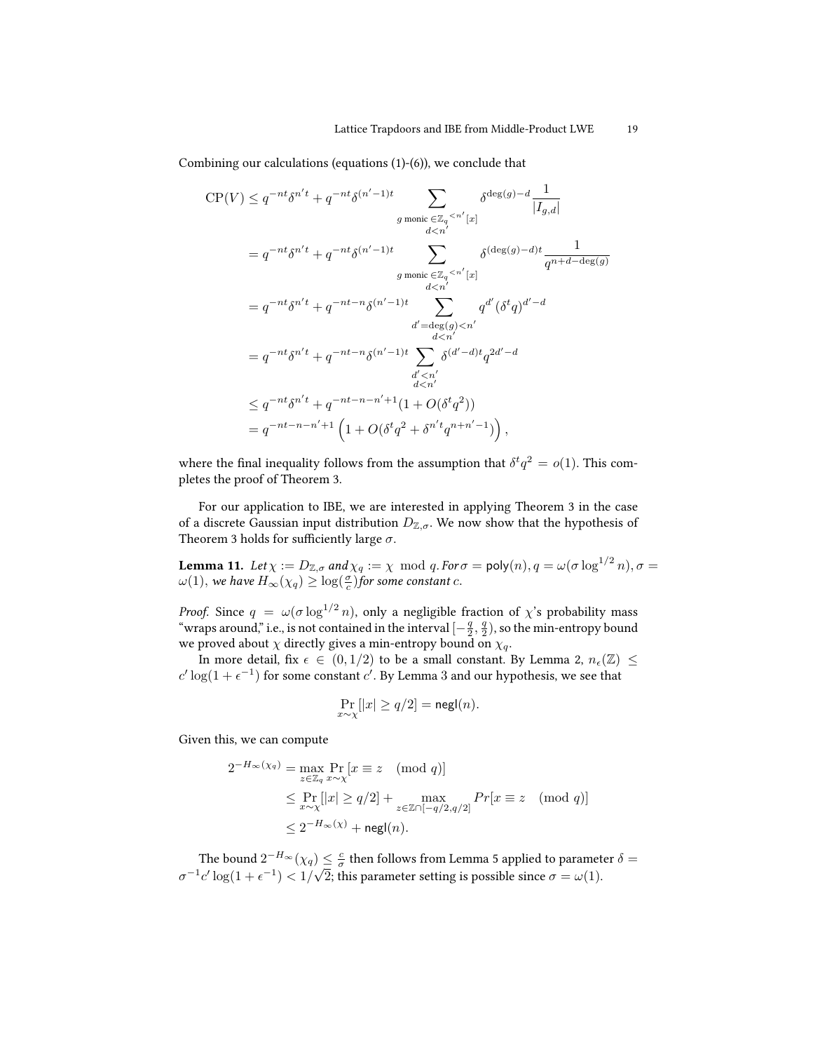Combining our calculations (equations (1)-(6)), we conclude that

$$
\begin{aligned}
\mathrm{CP}(V) &\leq q^{-nt}\delta^{n't} + q^{-nt}\delta^{(n'-1)t} \sum_{\substack{g \text{ monic } \in \mathbb{Z}_q{}^{<n'}[x] \\ d<n'}} \delta^{\deg(g)-d} \frac{1}{|I_{g,d}|} \\
&= q^{-nt}\delta^{n't} + q^{-nt}\delta^{(n'-1)t} \sum_{\substack{g \text{ monic } \in \mathbb{Z}_q{}^{<n'}[x] \\ d<n'}} \delta^{(\deg(g)-d)t} \frac{1}{q^{n+d-\deg(g)}} \\
&= q^{-nt}\delta^{n't} + q^{-nt-n}\delta^{(n'-1)t} \sum_{\substack{d'=\deg(g)<n' \\ d<n'}} q^{d'}(\delta^t q)^{d'-d} \\
&= q^{-nt}\delta^{n't} + q^{-nt-n}\delta^{(n'-1)t} \sum_{\substack{d'<n' \\ d<n'}} \delta^{(d'-d)t} q^{2d'-d} \\
&\leq q^{-nt}\delta^{n't} + q^{-nt-n-n'+1}(1 + O(\delta^t q^2)) \\
&= q^{-nt-n-n'+1}\left(1 + O(\delta^t q^2 + \delta^{n't} q^{n+n'-1})\right),
\end{aligned}
$$

where the final inequality follows from the assumption that $\delta^t q^2 = o(1)$. This completes the proof of Theorem 3.

For our application to IBE, we are interested in applying Theorem 3 in the case of a discrete Gaussian input distribution $D_{\mathbb{Z},\sigma}$. We now show that the hypothesis of Theorem 3 holds for sufficiently large $\sigma$.

**Lemma 11.** *Let $\chi := D_{\mathbb{Z},\sigma}$ and $\chi_q := \chi \mod q$. For $\sigma = \mathsf{poly}(n)$, $q = \omega(\sigma \log^{1/2} n)$, $\sigma = \omega(1)$, we have $H_\infty(\chi_q) \geq \log(\frac{\sigma}{c})$ for some constant $c$.*

*Proof.* Since $q = \omega(\sigma \log^{1/2} n)$, only a negligible fraction of $\chi$'s probability mass "wraps around," i.e., is not contained in the interval $[-\frac{q}{2}, \frac{q}{2})$, so the min-entropy bound we proved about $\chi$ directly gives a min-entropy bound on $\chi_q$.

In more detail, fix $\epsilon \in (0, 1/2)$ to be a small constant. By Lemma 2, $n_\epsilon(\mathbb{Z}) \leq c' \log(1+\epsilon^{-1})$ for some constant $c'$. By Lemma 3 and our hypothesis, we see that

$$
\Pr_{x \sim \chi}[|x| \geq q/2] = \mathsf{negl}(n).
$$

Given this, we can compute

$$
\begin{aligned}
2^{-H_\infty(\chi_q)} &= \max_{z \in \mathbb{Z}_q} \Pr_{x \sim \chi}[x \equiv z \pmod{q}] \\
&\leq \Pr_{x \sim \chi}[|x| \geq q/2] + \max_{z \in \mathbb{Z} \cap [-q/2, q/2]} Pr[x \equiv z \pmod{q}] \\
&\leq 2^{-H_\infty(\chi)} + \mathsf{negl}(n).
\end{aligned}
$$

The bound $2^{-H_\infty}(\chi_q) \leq \frac{c}{\sigma}$ then follows from Lemma 5 applied to parameter $\delta = \sigma^{-1} c' \log(1+\epsilon^{-1}) < 1/\sqrt{2}$; this parameter setting is possible since $\sigma = \omega(1)$.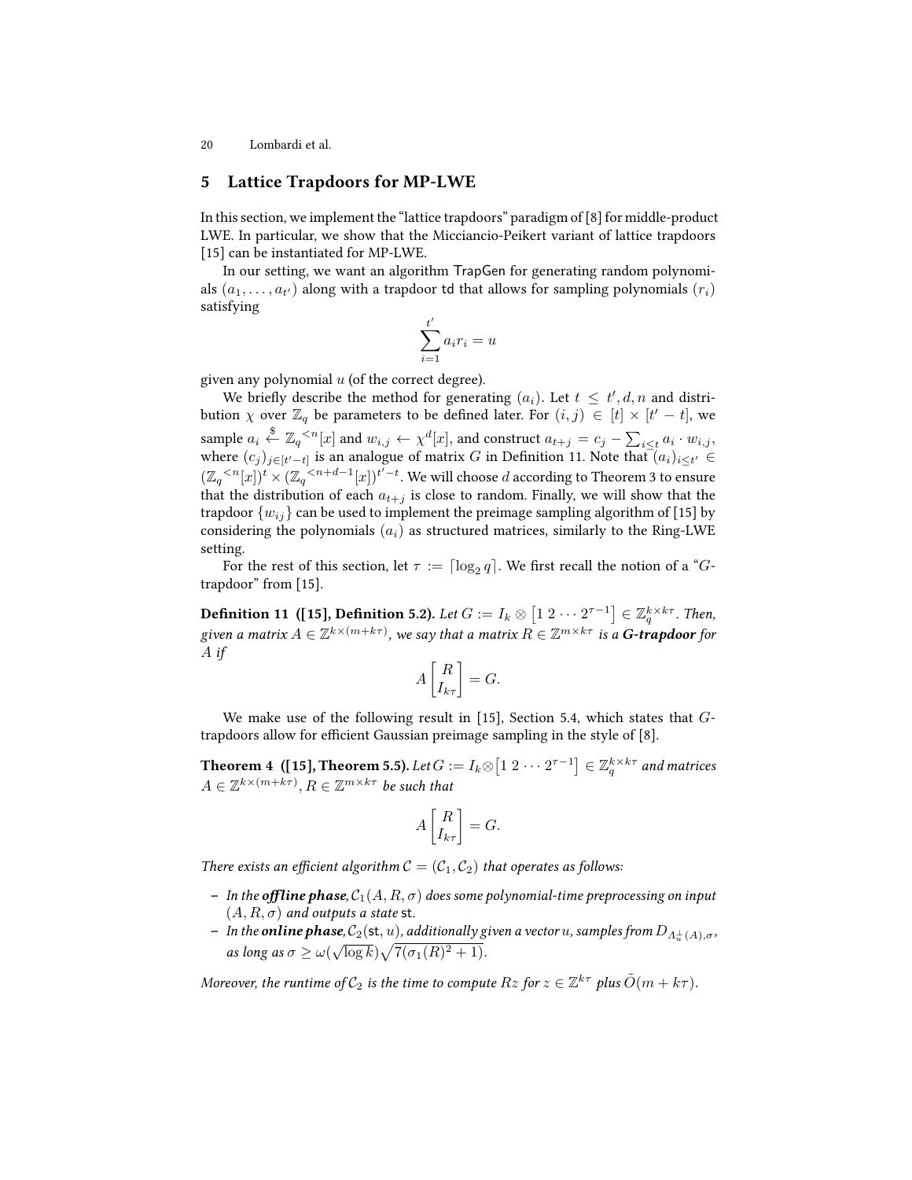## 5 Lattice Trapdoors for MP-LWE

In this section, we implement the "lattice trapdoors" paradigm of [8] for middle-product LWE. In particular, we show that the Micciancio-Peikert variant of lattice trapdoors [15] can be instantiated for MP-LWE.

In our setting, we want an algorithm TrapGen for generating random polynomials $(a_1, \ldots, a_{t'})$ along with a trapdoor td that allows for sampling polynomials $(r_i)$ satisfying

$$\sum_{i=1}^{t'} a_i r_i = u$$

given any polynomial $u$ (of the correct degree).

We briefly describe the method for generating $(a_i)$. Let $t \leq t', d, n$ and distribution $\chi$ over $\mathbb{Z}_q$ be parameters to be defined later. For $(i, j) \in [t] \times [t' - t]$, we sample $a_i \xleftarrow{\$} \mathbb{Z}_q{}^{<n}[x]$ and $w_{i,j} \leftarrow \chi^d[x]$, and construct $a_{t+j} = c_j - \sum_{i \leq t} a_i \cdot w_{i,j}$, where $(c_j)_{j \in [t'-t]}$ is an analogue of matrix $G$ in Definition 11. Note that $(a_i)_{i \leq t'} \in (\mathbb{Z}_q{}^{<n}[x])^t \times (\mathbb{Z}_q{}^{<n+d-1}[x])^{t'-t}$. We will choose $d$ according to Theorem 3 to ensure that the distribution of each $a_{t+j}$ is close to random. Finally, we will show that the trapdoor $\{w_{ij}\}$ can be used to implement the preimage sampling algorithm of [15] by considering the polynomials $(a_i)$ as structured matrices, similarly to the Ring-LWE setting.

For the rest of this section, let $\tau := \lceil \log_2 q \rceil$. We first recall the notion of a "$G$-trapdoor" from [15].

**Definition 11 ([15], Definition 5.2).** *Let $G := I_k \otimes \begin{bmatrix} 1 \ 2 \cdots 2^{\tau-1} \end{bmatrix} \in \mathbb{Z}_q^{k \times k\tau}$. Then, given a matrix $A \in \mathbb{Z}^{k \times (m+k\tau)}$, we say that a matrix $R \in \mathbb{Z}^{m \times k\tau}$ is a* ***G-trapdoor*** *for $A$ if*

$$A \begin{bmatrix} R \\ I_{k\tau} \end{bmatrix} = G.$$

We make use of the following result in [15], Section 5.4, which states that $G$-trapdoors allow for efficient Gaussian preimage sampling in the style of [8].

**Theorem 4 ([15], Theorem 5.5).** *Let $G := I_k \otimes \begin{bmatrix} 1 \ 2 \cdots 2^{\tau-1} \end{bmatrix} \in \mathbb{Z}_q^{k \times k\tau}$ and matrices $A \in \mathbb{Z}^{k \times (m+k\tau)}, R \in \mathbb{Z}^{m \times k\tau}$ be such that*

$$A \begin{bmatrix} R \\ I_{k\tau} \end{bmatrix} = G.$$

*There exists an efficient algorithm $\mathcal{C} = (\mathcal{C}_1, \mathcal{C}_2)$ that operates as follows:*

- *In the* ***offline phase****, $\mathcal{C}_1(A, R, \sigma)$ does some polynomial-time preprocessing on input $(A, R, \sigma)$ and outputs a state* st.
- *In the* ***online phase****, $\mathcal{C}_2(\mathsf{st}, u)$, additionally given a vector $u$, samples from $D_{\Lambda_u^\perp(A),\sigma}$, as long as $\sigma \geq \omega(\sqrt{\log k})\sqrt{7(\sigma_1(R)^2 + 1)}$.*

*Moreover, the runtime of $\mathcal{C}_2$ is the time to compute $Rz$ for $z \in \mathbb{Z}^{k\tau}$ plus $\tilde{O}(m + k\tau)$.*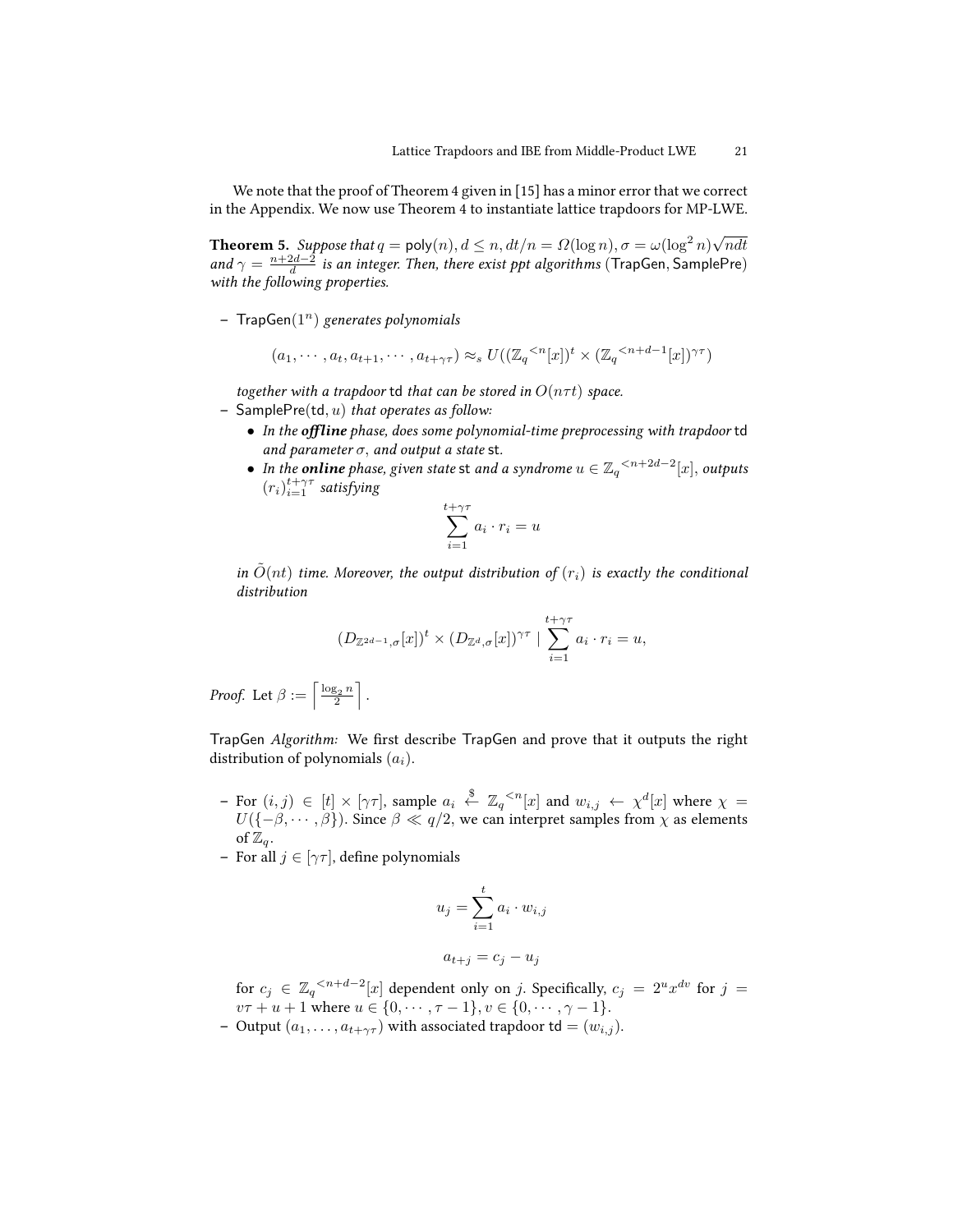We note that the proof of Theorem 4 given in [15] has a minor error that we correct in the Appendix. We now use Theorem 4 to instantiate lattice trapdoors for MP-LWE.

**Theorem 5.** *Suppose that $q = \mathsf{poly}(n), d \leq n, dt/n = \Omega(\log n), \sigma = \omega(\log^2 n)\sqrt{ndt}$ and $\gamma = \frac{n+2d-2}{d}$ is an integer. Then, there exist ppt algorithms* ($\mathsf{TrapGen}, \mathsf{SamplePre}$) *with the following properties.*

– $\mathsf{TrapGen}(1^n)$ *generates polynomials*

$$(a_1, \cdots, a_t, a_{t+1}, \cdots, a_{t+\gamma\tau}) \approx_s U((\mathbb{Z}_q{}^{<n}[x])^t \times (\mathbb{Z}_q{}^{<n+d-1}[x])^{\gamma\tau})$$

*together with a trapdoor* $\mathsf{td}$ *that can be stored in $O(n\tau t)$ space.*

– $\mathsf{SamplePre}(\mathsf{td}, u)$ *that operates as follow:*
  - *In the **offline** phase, does some polynomial-time preprocessing with trapdoor* $\mathsf{td}$ *and parameter $\sigma$, and output a state* $\mathsf{st}$.
  - *In the **online** phase, given state* $\mathsf{st}$ *and a syndrome $u \in \mathbb{Z}_q{}^{<n+2d-2}[x]$, outputs $(r_i)_{i=1}^{t+\gamma\tau}$ satisfying*

$$\sum_{i=1}^{t+\gamma\tau} a_i \cdot r_i = u$$

*in $\tilde{O}(nt)$ time. Moreover, the output distribution of $(r_i)$ is exactly the conditional distribution*

$$(D_{\mathbb{Z}^{2d-1},\sigma}[x])^t \times (D_{\mathbb{Z}^d,\sigma}[x])^{\gamma\tau} \mid \sum_{i=1}^{t+\gamma\tau} a_i \cdot r_i = u,$$

*Proof.* Let $\beta := \left\lceil \frac{\log_2 n}{2} \right\rceil$.

$\mathsf{TrapGen}$ *Algorithm:* We first describe $\mathsf{TrapGen}$ and prove that it outputs the right distribution of polynomials $(a_i)$.

– For $(i, j) \in [t] \times [\gamma\tau]$, sample $a_i \xleftarrow{\$} \mathbb{Z}_q{}^{<n}[x]$ and $w_{i,j} \leftarrow \chi^d[x]$ where $\chi = U(\{-\beta, \cdots, \beta\})$. Since $\beta \ll q/2$, we can interpret samples from $\chi$ as elements of $\mathbb{Z}_q$.

– For all $j \in [\gamma\tau]$, define polynomials

$$u_j = \sum_{i=1}^{t} a_i \cdot w_{i,j}$$

$$a_{t+j} = c_j - u_j$$

for $c_j \in \mathbb{Z}_q{}^{<n+d-2}[x]$ dependent only on $j$. Specifically, $c_j = 2^u x^{dv}$ for $j = v\tau + u + 1$ where $u \in \{0, \cdots, \tau - 1\}, v \in \{0, \cdots, \gamma - 1\}$.

– Output $(a_1, \ldots, a_{t+\gamma\tau})$ with associated trapdoor $\mathsf{td} = (w_{i,j})$.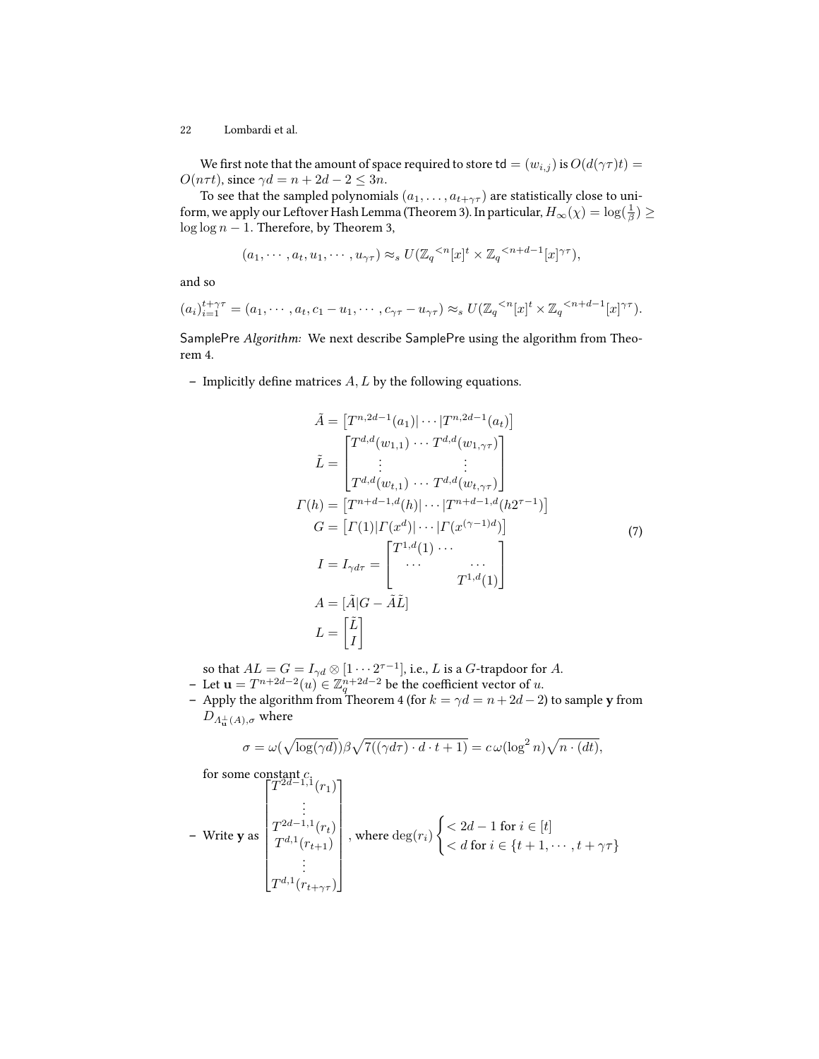We first note that the amount of space required to store $\mathsf{td} = (w_{i,j})$ is $O(d(\gamma\tau)t) = O(n\tau t)$, since $\gamma d = n + 2d - 2 \leq 3n$.

To see that the sampled polynomials $(a_1, \ldots, a_{t+\gamma\tau})$ are statistically close to uniform, we apply our Leftover Hash Lemma (Theorem 3). In particular, $H_\infty(\chi) = \log(\frac{1}{\beta}) \geq \log\log n - 1$. Therefore, by Theorem 3,

$$(a_1, \cdots, a_t, u_1, \cdots, u_{\gamma\tau}) \approx_s U(\mathbb{Z}_q{}^{<n}[x]^t \times \mathbb{Z}_q{}^{<n+d-1}[x]^{\gamma\tau}),$$

and so

$$(a_i)_{i=1}^{t+\gamma\tau} = (a_1, \cdots, a_t, c_1 - u_1, \cdots, c_{\gamma\tau} - u_{\gamma\tau}) \approx_s U(\mathbb{Z}_q{}^{<n}[x]^t \times \mathbb{Z}_q{}^{<n+d-1}[x]^{\gamma\tau}).$$

*SamplePre Algorithm:* We next describe SamplePre using the algorithm from Theorem 4.

- Implicitly define matrices $A, L$ by the following equations.

$$\begin{aligned}
\tilde{A} &= \left[T^{n,2d-1}(a_1)|\cdots|T^{n,2d-1}(a_t)\right] \\
\tilde{L} &= \begin{bmatrix} T^{d,d}(w_{1,1}) \cdots T^{d,d}(w_{1,\gamma\tau}) \\ \vdots \qquad\qquad \vdots \\ T^{d,d}(w_{t,1}) \cdots T^{d,d}(w_{t,\gamma\tau}) \end{bmatrix} \\
\Gamma(h) &= \left[T^{n+d-1,d}(h)|\cdots|T^{n+d-1,d}(h2^{\tau-1})\right] \\
G &= \left[\Gamma(1)|\Gamma(x^d)|\cdots|\Gamma(x^{(\gamma-1)d})\right] \\
I = I_{\gamma d\tau} &= \begin{bmatrix} T^{1,d}(1) \cdots & \\ \cdots & \cdots \\ & T^{1,d}(1) \end{bmatrix} \\
A &= [\tilde{A}|G - \tilde{A}\tilde{L}] \\
L &= \begin{bmatrix} \tilde{L} \\ I \end{bmatrix}
\end{aligned} \tag{7}$$

  so that $AL = G = I_{\gamma d} \otimes [1 \cdots 2^{\tau-1}]$, i.e., $L$ is a $G$-trapdoor for $A$.
- Let $\mathbf{u} = T^{n+2d-2}(u) \in \mathbb{Z}_q^{n+2d-2}$ be the coefficient vector of $u$.
- Apply the algorithm from Theorem 4 (for $k = \gamma d = n + 2d - 2$) to sample $\mathbf{y}$ from $D_{\Lambda_{\mathbf{u}}^{\perp}(A),\sigma}$ where

$$\sigma = \omega(\sqrt{\log(\gamma d)})\beta\sqrt{7((\gamma d\tau)\cdot d \cdot t + 1)} = c\,\omega(\log^2 n)\sqrt{n \cdot (dt)},$$

  for some constant $c$.
- Write $\mathbf{y}$ as $\begin{bmatrix} T^{2d-1,1}(r_1) \\ \vdots \\ T^{2d-1,1}(r_t) \\ T^{d,1}(r_{t+1}) \\ \vdots \\ T^{d,1}(r_{t+\gamma\tau}) \end{bmatrix}$, where $\deg(r_i) \begin{cases} < 2d-1 \text{ for } i \in [t] \\ < d \text{ for } i \in \{t+1, \cdots, t+\gamma\tau\} \end{cases}$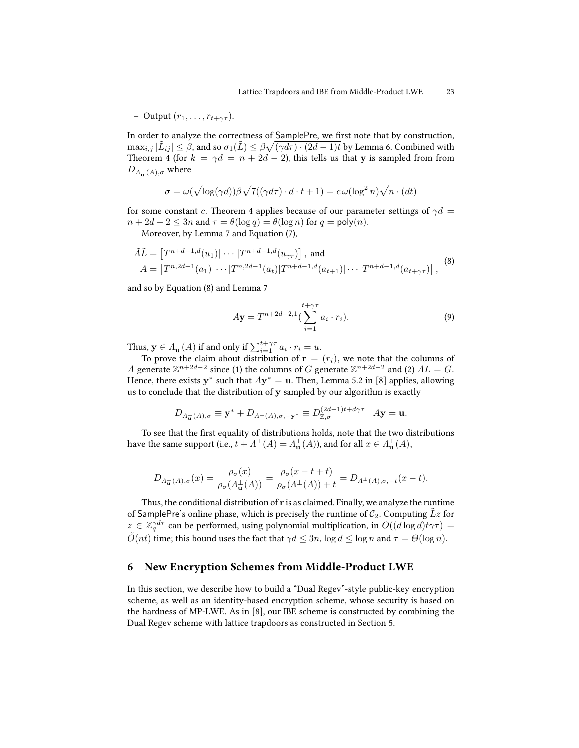– Output $(r_1, \ldots, r_{t+\gamma\tau})$.

In order to analyze the correctness of SamplePre, we first note that by construction, $\max_{i,j} |\tilde{L}_{ij}| \leq \beta$, and so $\sigma_1(\tilde{L}) \leq \beta\sqrt{(\gamma d\tau) \cdot (2d-1)t}$ by Lemma 6. Combined with Theorem 4 (for $k = \gamma d = n + 2d - 2$), this tells us that $\mathbf{y}$ is sampled from from $D_{\Lambda_{\mathbf{u}}^{\perp}(A),\sigma}$ where

$$\sigma = \omega(\sqrt{\log(\gamma d)})\beta\sqrt{7((\gamma d\tau) \cdot d \cdot t + 1)} = c\,\omega(\log^2 n)\sqrt{n \cdot (dt)}$$

for some constant $c$. Theorem 4 applies because of our parameter settings of $\gamma d = n + 2d - 2 \leq 3n$ and $\tau = \theta(\log q) = \theta(\log n)$ for $q = \mathsf{poly}(n)$.

Moreover, by Lemma 7 and Equation (7),

$$\begin{aligned} \tilde{A}\tilde{L} &= \left[T^{n+d-1,d}(u_1)| \cdots |T^{n+d-1,d}(u_{\gamma\tau})\right], \text{ and} \\ A &= \left[T^{n,2d-1}(a_1)| \cdots |T^{n,2d-1}(a_t)|T^{n+d-1,d}(a_{t+1})| \cdots |T^{n+d-1,d}(a_{t+\gamma\tau})\right], \end{aligned} \tag{8}$$

and so by Equation (8) and Lemma 7

$$A\mathbf{y} = T^{n+2d-2,1}(\sum_{i=1}^{t+\gamma\tau} a_i \cdot r_i). \tag{9}$$

Thus, $\mathbf{y} \in \Lambda_{\mathbf{u}}^{\perp}(A)$ if and only if $\sum_{i=1}^{t+\gamma\tau} a_i \cdot r_i = u$.

To prove the claim about distribution of $\mathbf{r} = (r_i)$, we note that the columns of $A$ generate $\mathbb{Z}^{n+2d-2}$ since (1) the columns of $G$ generate $\mathbb{Z}^{n+2d-2}$ and (2) $AL = G$. Hence, there exists $\mathbf{y}^*$ such that $A\mathbf{y}^* = \mathbf{u}$. Then, Lemma 5.2 in [8] applies, allowing us to conclude that the distribution of $\mathbf{y}$ sampled by our algorithm is exactly

$$D_{\Lambda_{\mathbf{u}}^{\perp}(A),\sigma} \equiv \mathbf{y}^* + D_{\Lambda^{\perp}(A),\sigma,-\mathbf{y}^*} \equiv D_{\mathbb{Z},\sigma}^{(2d-1)t+d\gamma\tau} \mid A\mathbf{y} = \mathbf{u}.$$

To see that the first equality of distributions holds, note that the two distributions have the same support (i.e., $t + \Lambda^{\perp}(A) = \Lambda_{\mathbf{u}}^{\perp}(A)$), and for all $x \in \Lambda_{\mathbf{u}}^{\perp}(A)$,

$$D_{\Lambda_{\mathbf{u}}^{\perp}(A),\sigma}(x) = \frac{\rho_\sigma(x)}{\rho_\sigma(\Lambda_{\mathbf{u}}^{\perp}(A))} = \frac{\rho_\sigma(x - t + t)}{\rho_\sigma(\Lambda^{\perp}(A)) + t} = D_{\Lambda^{\perp}(A),\sigma,-t}(x - t).$$

Thus, the conditional distribution of $\mathbf{r}$ is as claimed. Finally, we analyze the runtime of SamplePre's online phase, which is precisely the runtime of $\mathcal{C}_2$. Computing $\tilde{L}z$ for $z \in \mathbb{Z}_q^{\gamma d\tau}$ can be performed, using polynomial multiplication, in $O((d \log d)t\gamma\tau) = \tilde{O}(nt)$ time; this bound uses the fact that $\gamma d \leq 3n$, $\log d \leq \log n$ and $\tau = \Theta(\log n)$.

## 6 New Encryption Schemes from Middle-Product LWE

In this section, we describe how to build a "Dual Regev"-style public-key encryption scheme, as well as an identity-based encryption scheme, whose security is based on the hardness of MP-LWE. As in [8], our IBE scheme is constructed by combining the Dual Regev scheme with lattice trapdoors as constructed in Section 5.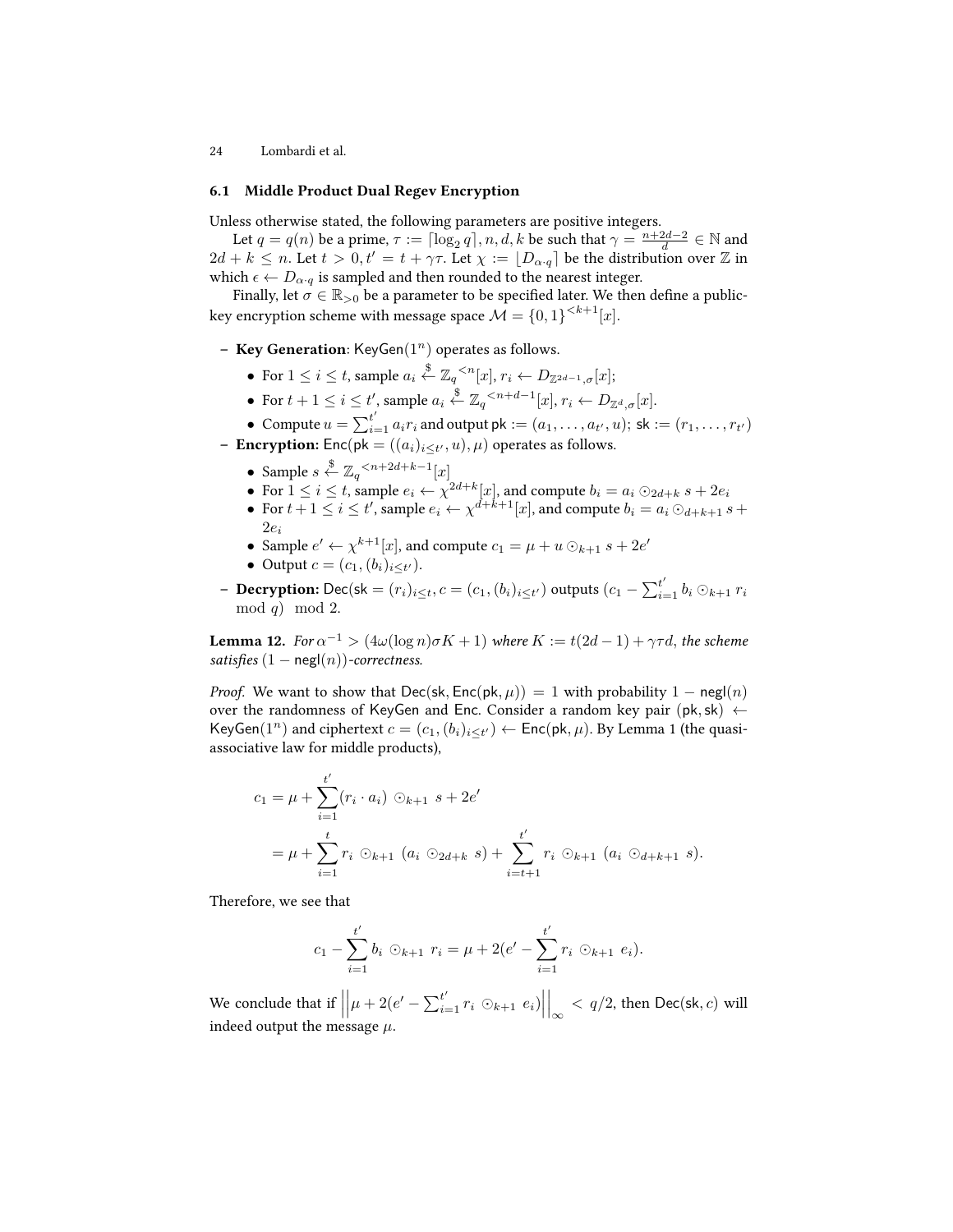### 6.1 Middle Product Dual Regev Encryption

Unless otherwise stated, the following parameters are positive integers.

Let $q = q(n)$ be a prime, $\tau := \lceil \log_2 q \rceil, n, d, k$ be such that $\gamma = \frac{n+2d-2}{d} \in \mathbb{N}$ and $2d + k \leq n$. Let $t > 0, t' = t + \gamma\tau$. Let $\chi := \lfloor D_{\alpha \cdot q} \rceil$ be the distribution over $\mathbb{Z}$ in which $\epsilon \leftarrow D_{\alpha \cdot q}$ is sampled and then rounded to the nearest integer.

Finally, let $\sigma \in \mathbb{R}_{>0}$ be a parameter to be specified later. We then define a public-key encryption scheme with message space $\mathcal{M} = \{0,1\}^{<k+1}[x]$.

- **Key Generation**: $\mathsf{KeyGen}(1^n)$ operates as follows.
  - For $1 \leq i \leq t$, sample $a_i \xleftarrow{\$} \mathbb{Z}_q{}^{<n}[x]$, $r_i \leftarrow D_{\mathbb{Z}^{2d-1},\sigma}[x]$;
  - For $t+1 \leq i \leq t'$, sample $a_i \xleftarrow{\$} \mathbb{Z}_q{}^{<n+d-1}[x]$, $r_i \leftarrow D_{\mathbb{Z}^d,\sigma}[x]$.
  - Compute $u = \sum_{i=1}^{t'} a_i r_i$ and output $\mathsf{pk} := (a_1, \ldots, a_{t'}, u)$; $\mathsf{sk} := (r_1, \ldots, r_{t'})$
- **Encryption:** $\mathsf{Enc}(\mathsf{pk} = ((a_i)_{i \leq t'}, u), \mu)$ operates as follows.
  - Sample $s \xleftarrow{\$} \mathbb{Z}_q{}^{<n+2d+k-1}[x]$
  - For $1 \leq i \leq t$, sample $e_i \leftarrow \chi^{2d+k}[x]$, and compute $b_i = a_i \odot_{2d+k} s + 2e_i$
  - For $t+1 \leq i \leq t'$, sample $e_i \leftarrow \chi^{d+k+1}[x]$, and compute $b_i = a_i \odot_{d+k+1} s + 2e_i$
  - Sample $e' \leftarrow \chi^{k+1}[x]$, and compute $c_1 = \mu + u \odot_{k+1} s + 2e'$
  - Output $c = (c_1, (b_i)_{i \leq t'})$.
- **Decryption:** $\mathsf{Dec}(\mathsf{sk} = (r_i)_{i \leq t}, c = (c_1, (b_i)_{i \leq t'})$ outputs $(c_1 - \sum_{i=1}^{t'} b_i \odot_{k+1} r_i \mod q) \mod 2$.

**Lemma 12.** *For $\alpha^{-1} > (4\omega(\log n)\sigma K + 1)$ where $K := t(2d-1) + \gamma\tau d$, the scheme satisfies $(1 - \mathsf{negl}(n))$-correctness.*

*Proof.* We want to show that $\mathsf{Dec}(\mathsf{sk}, \mathsf{Enc}(\mathsf{pk}, \mu)) = 1$ with probability $1 - \mathsf{negl}(n)$ over the randomness of KeyGen and Enc. Consider a random key pair $(\mathsf{pk}, \mathsf{sk}) \leftarrow \mathsf{KeyGen}(1^n)$ and ciphertext $c = (c_1, (b_i)_{i \leq t'}) \leftarrow \mathsf{Enc}(\mathsf{pk}, \mu)$. By Lemma 1 (the quasi-associative law for middle products),

$$
\begin{aligned}
c_1 &= \mu + \sum_{i=1}^{t'} (r_i \cdot a_i) \odot_{k+1} s + 2e' \\
&= \mu + \sum_{i=1}^{t} r_i \odot_{k+1} (a_i \odot_{2d+k} s) + \sum_{i=t+1}^{t'} r_i \odot_{k+1} (a_i \odot_{d+k+1} s).
\end{aligned}
$$

Therefore, we see that

$$
c_1 - \sum_{i=1}^{t'} b_i \odot_{k+1} r_i = \mu + 2(e' - \sum_{i=1}^{t'} r_i \odot_{k+1} e_i).
$$

We conclude that if $\left|\left|\mu + 2(e' - \sum_{i=1}^{t'} r_i \odot_{k+1} e_i)\right|\right|_\infty < q/2$, then $\mathsf{Dec}(\mathsf{sk}, c)$ will indeed output the message $\mu$.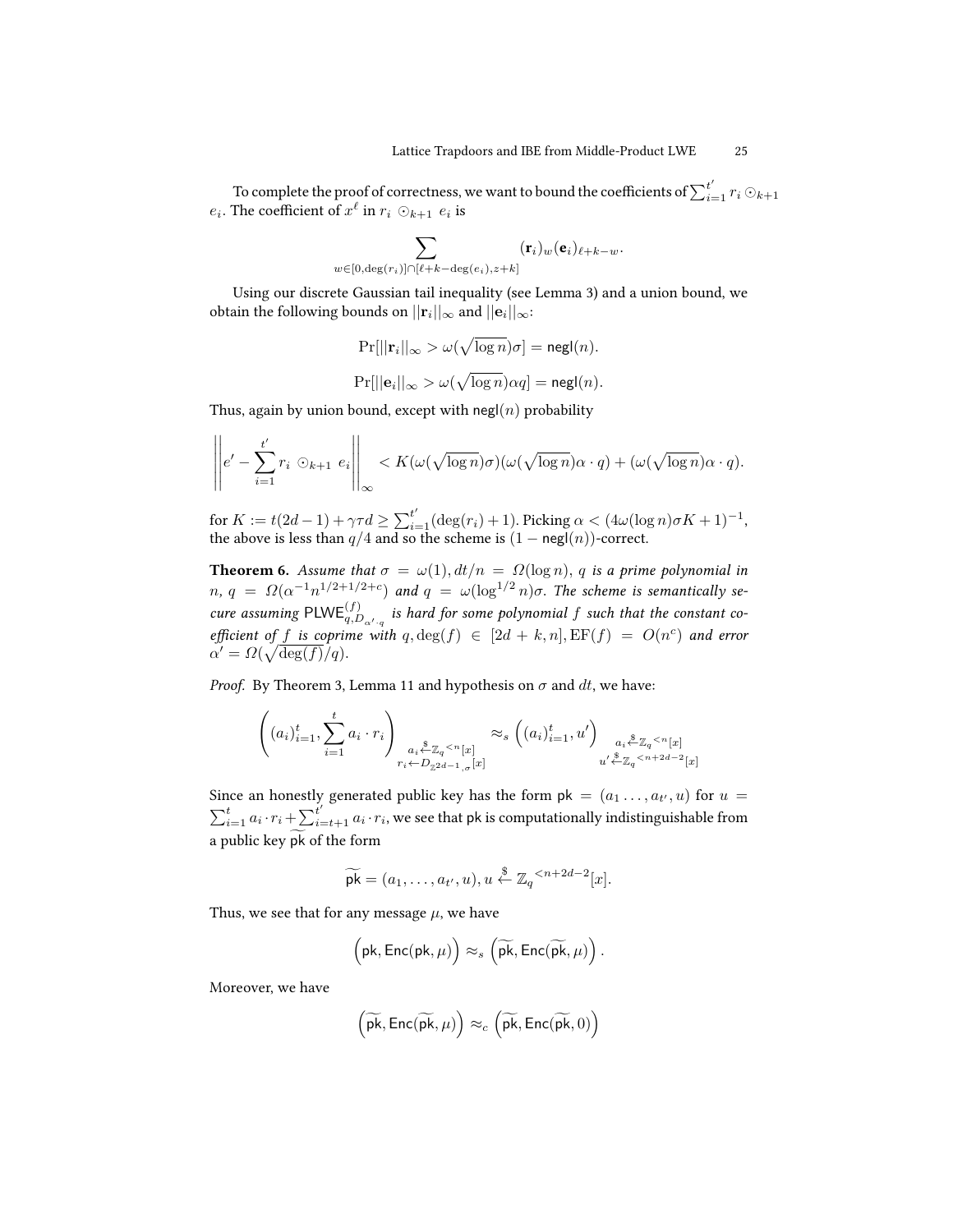To complete the proof of correctness, we want to bound the coefficients of $\sum_{i=1}^{t'} r_i \odot_{k+1} e_i$. The coefficient of $x^\ell$ in $r_i \odot_{k+1} e_i$ is

$$\sum_{w \in [0, \deg(r_i)] \cap [\ell + k - \deg(e_i), z+k]} (\mathbf{r}_i)_w (\mathbf{e}_i)_{\ell+k-w}.$$

Using our discrete Gaussian tail inequality (see Lemma 3) and a union bound, we obtain the following bounds on $||\mathbf{r}_i||_\infty$ and $||\mathbf{e}_i||_\infty$:

$$\Pr[||\mathbf{r}_i||_\infty > \omega(\sqrt{\log n})\sigma] = \mathsf{negl}(n).$$

$$\Pr[||\mathbf{e}_i||_\infty > \omega(\sqrt{\log n})\alpha q] = \mathsf{negl}(n).$$

Thus, again by union bound, except with $\mathsf{negl}(n)$ probability

$$\left|\left| e' - \sum_{i=1}^{t'} r_i \odot_{k+1} e_i \right|\right|_\infty < K(\omega(\sqrt{\log n})\sigma)(\omega(\sqrt{\log n})\alpha \cdot q) + (\omega(\sqrt{\log n})\alpha \cdot q).$$

for $K := t(2d-1) + \gamma\tau d \geq \sum_{i=1}^{t'}(\deg(r_i)+1)$. Picking $\alpha < (4\omega(\log n)\sigma K + 1)^{-1}$, the above is less than $q/4$ and so the scheme is $(1 - \mathsf{negl}(n))$-correct.

**Theorem 6.** *Assume that $\sigma = \omega(1)$, $dt/n = \Omega(\log n)$, $q$ is a prime polynomial in $n$, $q = \Omega(\alpha^{-1} n^{1/2+1/2+c})$ and $q = \omega(\log^{1/2} n)\sigma$. The scheme is semantically secure assuming $\mathsf{PLWE}^{(f)}_{q, D_{\alpha' \cdot q}}$ is hard for some polynomial $f$ such that the constant coefficient of $f$ is coprime with $q$, $\deg(f) \in [2d+k, n]$, $\mathrm{EF}(f) = O(n^c)$ and error $\alpha' = \Omega(\sqrt{\deg(f)}/q)$.*

*Proof.* By Theorem 3, Lemma 11 and hypothesis on $\sigma$ and $dt$, we have:

$$\left( (a_i)_{i=1}^t, \sum_{i=1}^t a_i \cdot r_i \right)_{\substack{a_i \xleftarrow{\$} \mathbb{Z}_q{}^{<n}[x] \\ r_i \leftarrow D_{\mathbb{Z}^{2d-1}, \sigma}[x]}} \approx_s \left( (a_i)_{i=1}^t, u' \right)_{\substack{a_i \xleftarrow{\$} \mathbb{Z}_q{}^{<n}[x] \\ u' \xleftarrow{\$} \mathbb{Z}_q{}^{<n+2d-2}[x]}}$$

Since an honestly generated public key has the form $\mathsf{pk} = (a_1 \ldots, a_{t'}, u)$ for $u = \sum_{i=1}^t a_i \cdot r_i + \sum_{i=t+1}^{t'} a_i \cdot r_i$, we see that $\mathsf{pk}$ is computationally indistinguishable from a public key $\widetilde{\mathsf{pk}}$ of the form

$$\widetilde{\mathsf{pk}} = (a_1, \ldots, a_{t'}, u), u \xleftarrow{\$} \mathbb{Z}_q{}^{<n+2d-2}[x].$$

Thus, we see that for any message $\mu$, we have

$$\left( \mathsf{pk}, \mathsf{Enc}(\mathsf{pk}, \mu) \right) \approx_s \left( \widetilde{\mathsf{pk}}, \mathsf{Enc}(\widetilde{\mathsf{pk}}, \mu) \right).$$

Moreover, we have

$$\left( \widetilde{\mathsf{pk}}, \mathsf{Enc}(\widetilde{\mathsf{pk}}, \mu) \right) \approx_c \left( \widetilde{\mathsf{pk}}, \mathsf{Enc}(\widetilde{\mathsf{pk}}, 0) \right)$$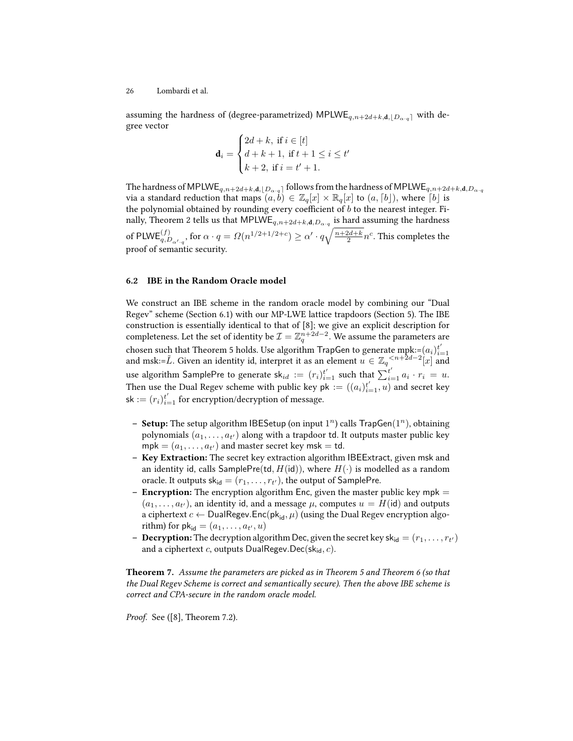assuming the hardness of (degree-parametrized) $\mathsf{MPLWE}_{q,n+2d+k,\mathbf{d},\lfloor D_{\alpha \cdot q} \rceil}$ with degree vector

$$\mathbf{d}_i = \begin{cases} 2d+k, \text{ if } i \in [t] \\ d+k+1, \text{ if } t+1 \leq i \leq t' \\ k+2, \text{ if } i = t'+1. \end{cases}$$

The hardness of $\mathsf{MPLWE}_{q,n+2d+k,\mathbf{d},\lfloor D_{\alpha \cdot q} \rceil}$ follows from the hardness of $\mathsf{MPLWE}_{q,n+2d+k,\mathbf{d},D_{\alpha \cdot q}}$ via a standard reduction that maps $(a,b) \in \mathbb{Z}_q[x] \times \mathbb{R}_q[x]$ to $(a, \lceil b \rfloor)$, where $\lceil b \rfloor$ is the polynomial obtained by rounding every coefficient of $b$ to the nearest integer. Finally, Theorem 2 tells us that $\mathsf{MPLWE}_{q,n+2d+k,\mathbf{d},D_{\alpha \cdot q}}$ is hard assuming the hardness of $\mathsf{PLWE}^{(f)}_{q,D_{\alpha' \cdot q}}$, for $\alpha \cdot q = \Omega(n^{1/2+1/2+c}) \geq \alpha' \cdot q \sqrt{\frac{n+2d+k}{2}} n^c$. This completes the proof of semantic security.

### 6.2 IBE in the Random Oracle model

We construct an IBE scheme in the random oracle model by combining our "Dual Regev" scheme (Section 6.1) with our MP-LWE lattice trapdoors (Section 5). The IBE construction is essentially identical to that of [8]; we give an explicit description for completeness. Let the set of identity be $\mathcal{I} = \mathbb{Z}_q^{n+2d-2}$. We assume the parameters are chosen such that Theorem 5 holds. Use algorithm $\mathsf{TrapGen}$ to generate mpk:=$(a_i)_{i=1}^{t'}$ and msk:=$\tilde{L}$. Given an identity id, interpret it as an element $u \in \mathbb{Z}_q^{<n+2d-2}[x]$ and use algorithm $\mathsf{SamplePre}$ to generate $\mathsf{sk}_{id} := (r_i)_{i=1}^{t'}$ such that $\sum_{i=1}^{t'} a_i \cdot r_i = u$. Then use the Dual Regev scheme with public key $\mathsf{pk} := ((a_i)_{i=1}^{t'}, u)$ and secret key $\mathsf{sk} := (r_i)_{i=1}^{t'}$ for encryption/decryption of message.

- **Setup:** The setup algorithm $\mathsf{IBESetup}$ (on input $1^n$) calls $\mathsf{TrapGen}(1^n)$, obtaining polynomials $(a_1, \ldots, a_{t'})$ along with a trapdoor $\mathsf{td}$. It outputs master public key $\mathsf{mpk} = (a_1, \ldots, a_{t'})$ and master secret key $\mathsf{msk} = \mathsf{td}$.
- **Key Extraction:** The secret key extraction algorithm $\mathsf{IBEExtract}$, given $\mathsf{msk}$ and an identity $\mathsf{id}$, calls $\mathsf{SamplePre}(\mathsf{td}, H(\mathsf{id}))$, where $H(\cdot)$ is modelled as a random oracle. It outputs $\mathsf{sk}_{\mathsf{id}} = (r_1, \ldots, r_{t'})$, the output of $\mathsf{SamplePre}$.
- **Encryption:** The encryption algorithm $\mathsf{Enc}$, given the master public key $\mathsf{mpk} = (a_1, \ldots, a_{t'})$, an identity $\mathsf{id}$, and a message $\mu$, computes $u = H(\mathsf{id})$ and outputs a ciphertext $c \leftarrow \mathsf{DualRegev.Enc}(\mathsf{pk}_{\mathsf{id}}, \mu)$ (using the Dual Regev encryption algorithm) for $\mathsf{pk}_{\mathsf{id}} = (a_1, \ldots, a_{t'}, u)$
- **Decryption:** The decryption algorithm $\mathsf{Dec}$, given the secret key $\mathsf{sk}_{\mathsf{id}} = (r_1, \ldots, r_{t'})$ and a ciphertext $c$, outputs $\mathsf{DualRegev.Dec}(\mathsf{sk}_{\mathsf{id}}, c)$.

**Theorem 7.** *Assume the parameters are picked as in Theorem 5 and Theorem 6 (so that the Dual Regev Scheme is correct and semantically secure). Then the above IBE scheme is correct and CPA-secure in the random oracle model.*

*Proof.* See ([8], Theorem 7.2).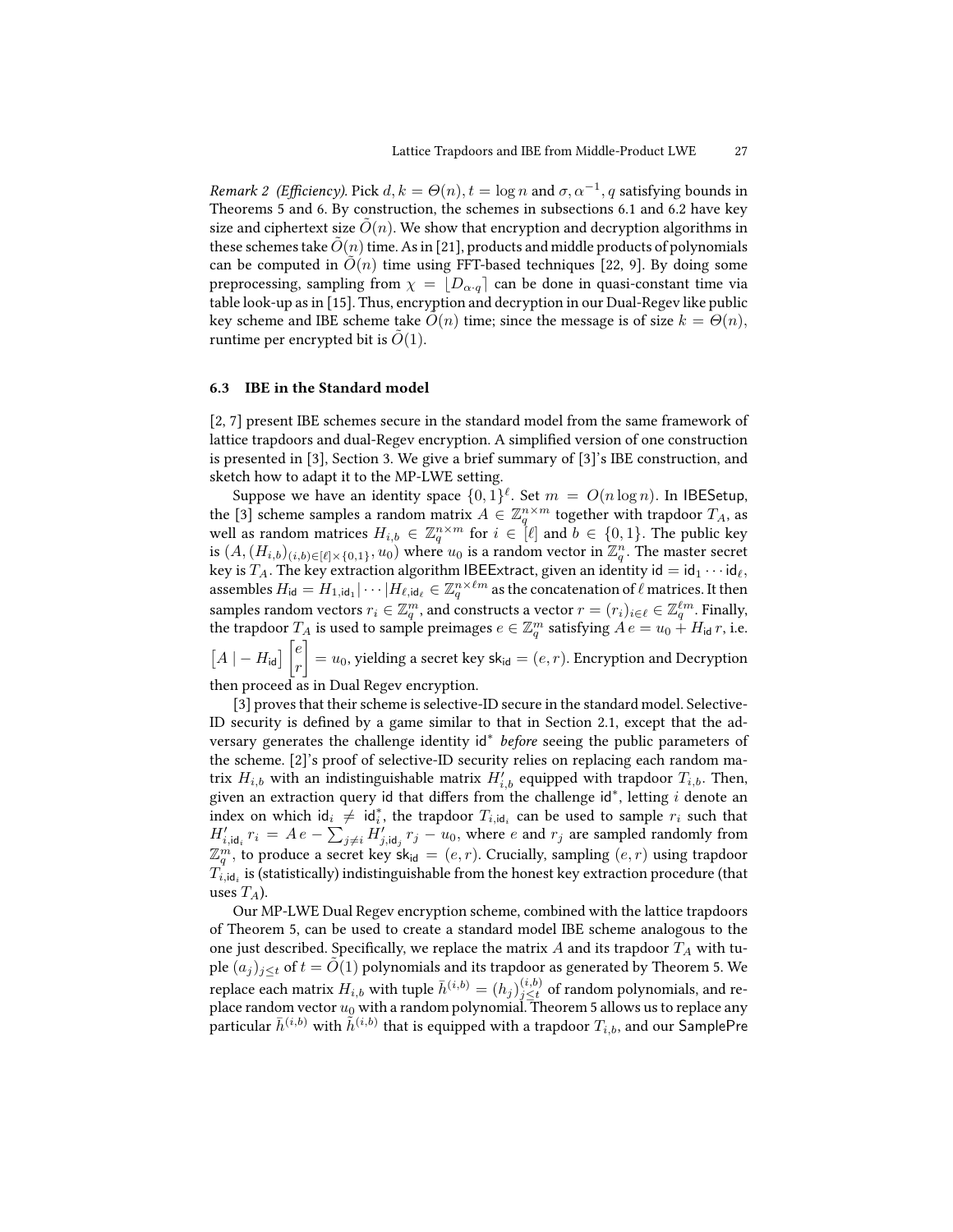*Remark 2 (Efficiency).* Pick $d, k = \Theta(n)$, $t = \log n$ and $\sigma, \alpha^{-1}, q$ satisfying bounds in Theorems 5 and 6. By construction, the schemes in subsections 6.1 and 6.2 have key size and ciphertext size $\tilde{O}(n)$. We show that encryption and decryption algorithms in these schemes take $\tilde{O}(n)$ time. As in [21], products and middle products of polynomials can be computed in $\tilde{O}(n)$ time using FFT-based techniques [22, 9]. By doing some preprocessing, sampling from $\chi = \lfloor D_{\alpha \cdot q} \rceil$ can be done in quasi-constant time via table look-up as in [15]. Thus, encryption and decryption in our Dual-Regev like public key scheme and IBE scheme take $\tilde{O}(n)$ time; since the message is of size $k = \Theta(n)$, runtime per encrypted bit is $\tilde{O}(1)$.

### 6.3 IBE in the Standard model

[2, 7] present IBE schemes secure in the standard model from the same framework of lattice trapdoors and dual-Regev encryption. A simplified version of one construction is presented in [3], Section 3. We give a brief summary of [3]'s IBE construction, and sketch how to adapt it to the MP-LWE setting.

Suppose we have an identity space $\{0,1\}^\ell$. Set $m = O(n \log n)$. In $\mathsf{IBESetup}$, the [3] scheme samples a random matrix $A \in \mathbb{Z}_q^{n \times m}$ together with trapdoor $T_A$, as well as random matrices $H_{i,b} \in \mathbb{Z}_q^{n \times m}$ for $i \in [\ell]$ and $b \in \{0,1\}$. The public key is $(A, (H_{i,b})_{(i,b) \in [\ell] \times \{0,1\}}, u_0)$ where $u_0$ is a random vector in $\mathbb{Z}_q^n$. The master secret key is $T_A$. The key extraction algorithm $\mathsf{IBEExtract}$, given an identity $\mathsf{id} = \mathsf{id}_1 \cdots \mathsf{id}_\ell$, assembles $H_{\mathsf{id}} = H_{1,\mathsf{id}_1} | \cdots | H_{\ell,\mathsf{id}_\ell} \in \mathbb{Z}_q^{n \times \ell m}$ as the concatenation of $\ell$ matrices. It then samples random vectors $r_i \in \mathbb{Z}_q^m$, and constructs a vector $r = (r_i)_{i \in \ell} \in \mathbb{Z}_q^{\ell m}$. Finally, the trapdoor $T_A$ is used to sample preimages $e \in \mathbb{Z}_q^m$ satisfying $A\, e = u_0 + H_{\mathsf{id}}\, r$, i.e. $\begin{bmatrix} A \mid -H_{\mathsf{id}} \end{bmatrix} \begin{bmatrix} e \\ r \end{bmatrix} = u_0$, yielding a secret key $\mathsf{sk}_{\mathsf{id}} = (e, r)$. Encryption and Decryption then proceed as in Dual Regev encryption.

[3] proves that their scheme is selective-ID secure in the standard model. Selective-ID security is defined by a game similar to that in Section 2.1, except that the adversary generates the challenge identity $\mathsf{id}^*$ *before* seeing the public parameters of the scheme. [2]'s proof of selective-ID security relies on replacing each random matrix $H_{i,b}$ with an indistinguishable matrix $H'_{i,b}$ equipped with trapdoor $T_{i,b}$. Then, given an extraction query id that differs from the challenge $\mathsf{id}^*$, letting $i$ denote an index on which $\mathsf{id}_i \neq \mathsf{id}^*_i$, the trapdoor $T_{i,\mathsf{id}_i}$ can be used to sample $r_i$ such that $H'_{i,\mathsf{id}_i} r_i = A\, e - \sum_{j \neq i} H'_{j,\mathsf{id}_j} r_j - u_0$, where $e$ and $r_j$ are sampled randomly from $\mathbb{Z}_q^m$, to produce a secret key $\mathsf{sk}_{\mathsf{id}} = (e, r)$. Crucially, sampling $(e, r)$ using trapdoor $T_{i,\mathsf{id}_i}$ is (statistically) indistinguishable from the honest key extraction procedure (that uses $T_A$).

Our MP-LWE Dual Regev encryption scheme, combined with the lattice trapdoors of Theorem 5, can be used to create a standard model IBE scheme analogous to the one just described. Specifically, we replace the matrix $A$ and its trapdoor $T_A$ with tuple $(a_j)_{j \leq t}$ of $t = \tilde{O}(1)$ polynomials and its trapdoor as generated by Theorem 5. We replace each matrix $H_{i,b}$ with tuple $\bar{h}^{(i,b)} = (h_j)_{j \leq t}^{(i,b)}$ of random polynomials, and replace random vector $u_0$ with a random polynomial. Theorem 5 allows us to replace any particular $\bar{h}^{(i,b)}$ with $\tilde{h}^{(i,b)}$ that is equipped with a trapdoor $T_{i,b}$, and our $\mathsf{SamplePre}$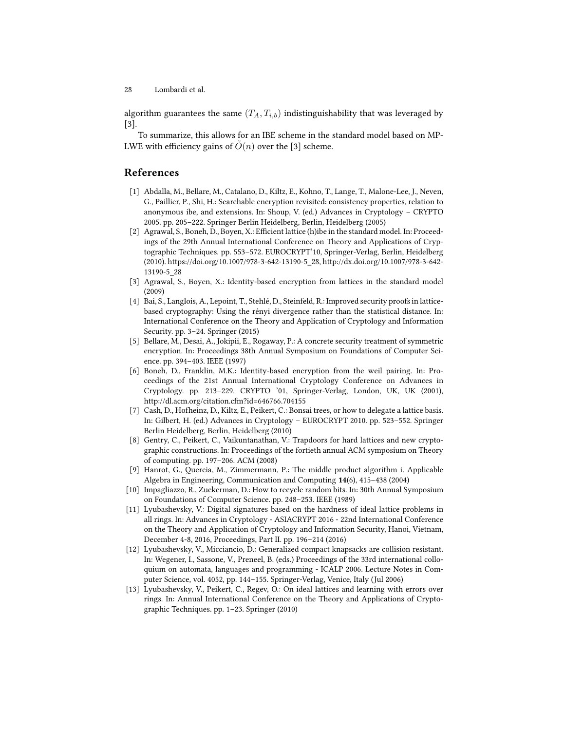algorithm guarantees the same $(T_A, T_{i,b})$ indistinguishability that was leveraged by [3].

To summarize, this allows for an IBE scheme in the standard model based on MP-LWE with efficiency gains of $\tilde{O}(n)$ over the [3] scheme.

## References

[1] Abdalla, M., Bellare, M., Catalano, D., Kiltz, E., Kohno, T., Lange, T., Malone-Lee, J., Neven, G., Paillier, P., Shi, H.: Searchable encryption revisited: consistency properties, relation to anonymous ibe, and extensions. In: Shoup, V. (ed.) Advances in Cryptology – CRYPTO 2005. pp. 205–222. Springer Berlin Heidelberg, Berlin, Heidelberg (2005)

[2] Agrawal, S., Boneh, D., Boyen, X.: Efficient lattice (h)ibe in the standard model. In: Proceedings of the 29th Annual International Conference on Theory and Applications of Cryptographic Techniques. pp. 553–572. EUROCRYPT'10, Springer-Verlag, Berlin, Heidelberg (2010). https://doi.org/10.1007/978-3-642-13190-5_28, http://dx.doi.org/10.1007/978-3-642-13190-5_28

[3] Agrawal, S., Boyen, X.: Identity-based encryption from lattices in the standard model (2009)

[4] Bai, S., Langlois, A., Lepoint, T., Stehlé, D., Steinfeld, R.: Improved security proofs in lattice-based cryptography: Using the rényi divergence rather than the statistical distance. In: International Conference on the Theory and Application of Cryptology and Information Security. pp. 3–24. Springer (2015)

[5] Bellare, M., Desai, A., Jokipii, E., Rogaway, P.: A concrete security treatment of symmetric encryption. In: Proceedings 38th Annual Symposium on Foundations of Computer Science. pp. 394–403. IEEE (1997)

[6] Boneh, D., Franklin, M.K.: Identity-based encryption from the weil pairing. In: Proceedings of the 21st Annual International Cryptology Conference on Advances in Cryptology. pp. 213–229. CRYPTO '01, Springer-Verlag, London, UK, UK (2001), http://dl.acm.org/citation.cfm?id=646766.704155

[7] Cash, D., Hofheinz, D., Kiltz, E., Peikert, C.: Bonsai trees, or how to delegate a lattice basis. In: Gilbert, H. (ed.) Advances in Cryptology – EUROCRYPT 2010. pp. 523–552. Springer Berlin Heidelberg, Berlin, Heidelberg (2010)

[8] Gentry, C., Peikert, C., Vaikuntanathan, V.: Trapdoors for hard lattices and new cryptographic constructions. In: Proceedings of the fortieth annual ACM symposium on Theory of computing. pp. 197–206. ACM (2008)

[9] Hanrot, G., Quercia, M., Zimmermann, P.: The middle product algorithm i. Applicable Algebra in Engineering, Communication and Computing **14**(6), 415–438 (2004)

[10] Impagliazzo, R., Zuckerman, D.: How to recycle random bits. In: 30th Annual Symposium on Foundations of Computer Science. pp. 248–253. IEEE (1989)

[11] Lyubashevsky, V.: Digital signatures based on the hardness of ideal lattice problems in all rings. In: Advances in Cryptology - ASIACRYPT 2016 - 22nd International Conference on the Theory and Application of Cryptology and Information Security, Hanoi, Vietnam, December 4-8, 2016, Proceedings, Part II. pp. 196–214 (2016)

[12] Lyubashevsky, V., Micciancio, D.: Generalized compact knapsacks are collision resistant. In: Wegener, I., Sassone, V., Preneel, B. (eds.) Proceedings of the 33rd international colloquium on automata, languages and programming - ICALP 2006. Lecture Notes in Computer Science, vol. 4052, pp. 144–155. Springer-Verlag, Venice, Italy (Jul 2006)

[13] Lyubashevsky, V., Peikert, C., Regev, O.: On ideal lattices and learning with errors over rings. In: Annual International Conference on the Theory and Applications of Cryptographic Techniques. pp. 1–23. Springer (2010)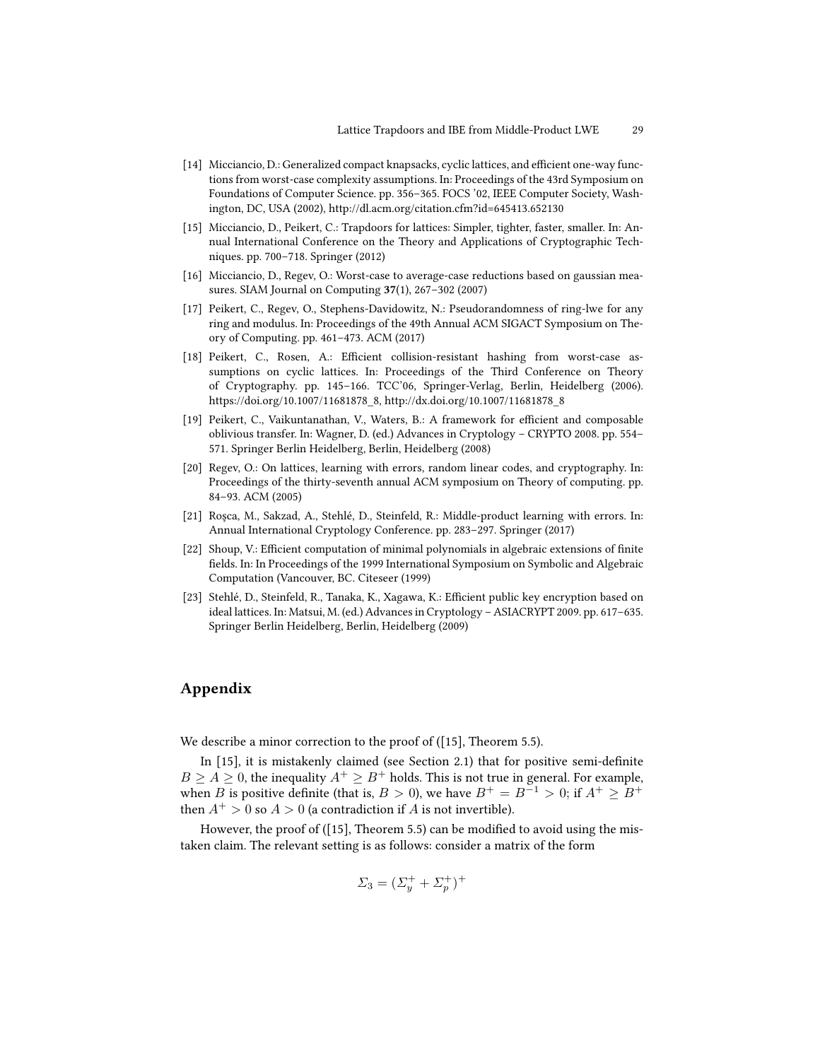[14] Micciancio, D.: Generalized compact knapsacks, cyclic lattices, and efficient one-way functions from worst-case complexity assumptions. In: Proceedings of the 43rd Symposium on Foundations of Computer Science. pp. 356–365. FOCS '02, IEEE Computer Society, Washington, DC, USA (2002), http://dl.acm.org/citation.cfm?id=645413.652130

[15] Micciancio, D., Peikert, C.: Trapdoors for lattices: Simpler, tighter, faster, smaller. In: Annual International Conference on the Theory and Applications of Cryptographic Techniques. pp. 700–718. Springer (2012)

[16] Micciancio, D., Regev, O.: Worst-case to average-case reductions based on gaussian measures. SIAM Journal on Computing **37**(1), 267–302 (2007)

[17] Peikert, C., Regev, O., Stephens-Davidowitz, N.: Pseudorandomness of ring-lwe for any ring and modulus. In: Proceedings of the 49th Annual ACM SIGACT Symposium on Theory of Computing. pp. 461–473. ACM (2017)

[18] Peikert, C., Rosen, A.: Efficient collision-resistant hashing from worst-case assumptions on cyclic lattices. In: Proceedings of the Third Conference on Theory of Cryptography. pp. 145–166. TCC'06, Springer-Verlag, Berlin, Heidelberg (2006). https://doi.org/10.1007/11681878_8, http://dx.doi.org/10.1007/11681878_8

[19] Peikert, C., Vaikuntanathan, V., Waters, B.: A framework for efficient and composable oblivious transfer. In: Wagner, D. (ed.) Advances in Cryptology – CRYPTO 2008. pp. 554–571. Springer Berlin Heidelberg, Berlin, Heidelberg (2008)

[20] Regev, O.: On lattices, learning with errors, random linear codes, and cryptography. In: Proceedings of the thirty-seventh annual ACM symposium on Theory of computing. pp. 84–93. ACM (2005)

[21] Roşca, M., Sakzad, A., Stehlé, D., Steinfeld, R.: Middle-product learning with errors. In: Annual International Cryptology Conference. pp. 283–297. Springer (2017)

[22] Shoup, V.: Efficient computation of minimal polynomials in algebraic extensions of finite fields. In: In Proceedings of the 1999 International Symposium on Symbolic and Algebraic Computation (Vancouver, BC. Citeseer (1999)

[23] Stehlé, D., Steinfeld, R., Tanaka, K., Xagawa, K.: Efficient public key encryption based on ideal lattices. In: Matsui, M. (ed.) Advances in Cryptology – ASIACRYPT 2009. pp. 617–635. Springer Berlin Heidelberg, Berlin, Heidelberg (2009)

## Appendix

We describe a minor correction to the proof of ([15], Theorem 5.5).

In [15], it is mistakenly claimed (see Section 2.1) that for positive semi-definite $B \geq A \geq 0$, the inequality $A^+ \geq B^+$ holds. This is not true in general. For example, when $B$ is positive definite (that is, $B > 0$), we have $B^+ = B^{-1} > 0$; if $A^+ \geq B^+$ then $A^+ > 0$ so $A > 0$ (a contradiction if $A$ is not invertible).

However, the proof of ([15], Theorem 5.5) can be modified to avoid using the mistaken claim. The relevant setting is as follows: consider a matrix of the form

$$\Sigma_3 = (\Sigma_y^+ + \Sigma_p^+)^+$$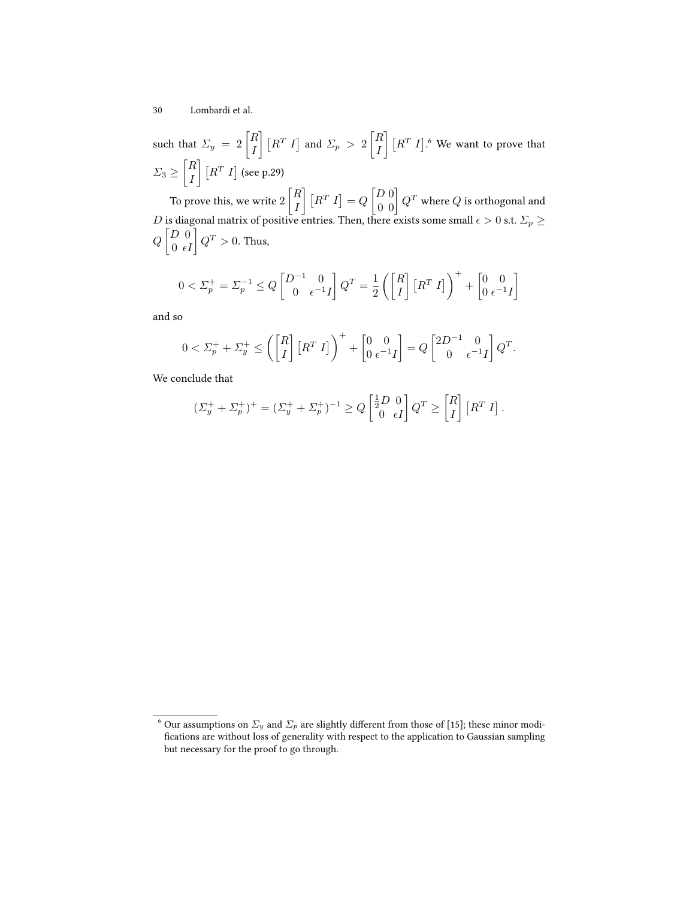such that $\Sigma_y = 2 \begin{bmatrix} R \\ I \end{bmatrix} \begin{bmatrix} R^T & I \end{bmatrix}$ and $\Sigma_p > 2 \begin{bmatrix} R \\ I \end{bmatrix} \begin{bmatrix} R^T & I \end{bmatrix}$.[6] We want to prove that $\Sigma_3 \geq \begin{bmatrix} R \\ I \end{bmatrix} \begin{bmatrix} R^T & I \end{bmatrix}$ (see p.29)

To prove this, we write $2 \begin{bmatrix} R \\ I \end{bmatrix} \begin{bmatrix} R^T & I \end{bmatrix} = Q \begin{bmatrix} D & 0 \\ 0 & 0 \end{bmatrix} Q^T$ where $Q$ is orthogonal and $D$ is diagonal matrix of positive entries. Then, there exists some small $\epsilon > 0$ s.t. $\Sigma_p \geq Q \begin{bmatrix} D & 0 \\ 0 & \epsilon I \end{bmatrix} Q^T > 0$. Thus,

$$0 < \Sigma_p^+ = \Sigma_p^{-1} \leq Q \begin{bmatrix} D^{-1} & 0 \\ 0 & \epsilon^{-1} I \end{bmatrix} Q^T = \frac{1}{2} \left( \begin{bmatrix} R \\ I \end{bmatrix} \begin{bmatrix} R^T & I \end{bmatrix} \right)^+ + \begin{bmatrix} 0 & 0 \\ 0 & \epsilon^{-1} I \end{bmatrix}$$

and so

$$0 < \Sigma_p^+ + \Sigma_y^+ \leq \left( \begin{bmatrix} R \\ I \end{bmatrix} \begin{bmatrix} R^T & I \end{bmatrix} \right)^+ + \begin{bmatrix} 0 & 0 \\ 0 & \epsilon^{-1} I \end{bmatrix} = Q \begin{bmatrix} 2D^{-1} & 0 \\ 0 & \epsilon^{-1} I \end{bmatrix} Q^T.$$

We conclude that

$$(\Sigma_y^+ + \Sigma_p^+)^+ = (\Sigma_y^+ + \Sigma_p^+)^{-1} \geq Q \begin{bmatrix} \frac{1}{2} D & 0 \\ 0 & \epsilon I \end{bmatrix} Q^T \geq \begin{bmatrix} R \\ I \end{bmatrix} \begin{bmatrix} R^T & I \end{bmatrix}.$$

---

[6] Our assumptions on $\Sigma_y$ and $\Sigma_p$ are slightly different from those of [15]; these minor modifications are without loss of generality with respect to the application to Gaussian sampling but necessary for the proof to go through.